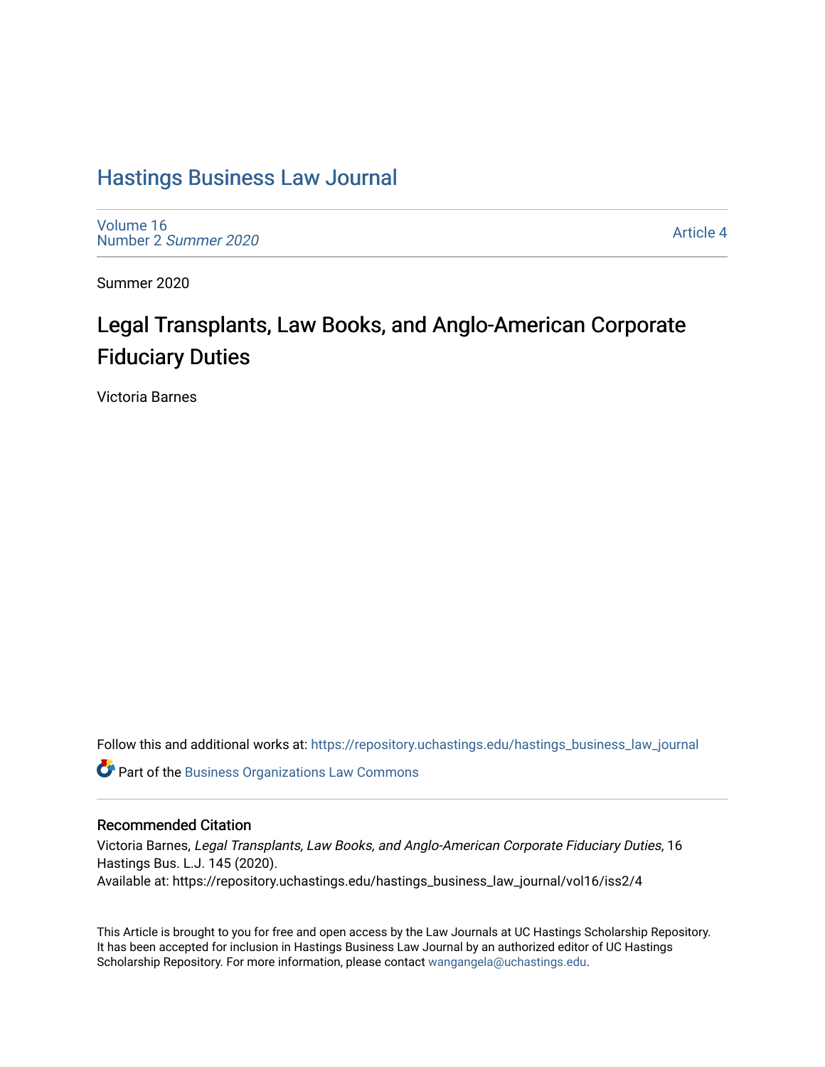# Hastings Business Law Journal

Volume 16
Number 2 *Summer 2020*

Article 4

Summer 2020

## Legal Transplants, Law Books, and Anglo-American Corporate Fiduciary Duties

Victoria Barnes

Follow this and additional works at: https://repository.uchastings.edu/hastings_business_law_journal

Part of the Business Organizations Law Commons

### Recommended Citation

Victoria Barnes, *Legal Transplants, Law Books, and Anglo-American Corporate Fiduciary Duties*, 16 Hastings Bus. L.J. 145 (2020).
Available at: https://repository.uchastings.edu/hastings_business_law_journal/vol16/iss2/4

This Article is brought to you for free and open access by the Law Journals at UC Hastings Scholarship Repository. It has been accepted for inclusion in Hastings Business Law Journal by an authorized editor of UC Hastings Scholarship Repository. For more information, please contact wangangela@uchastings.edu.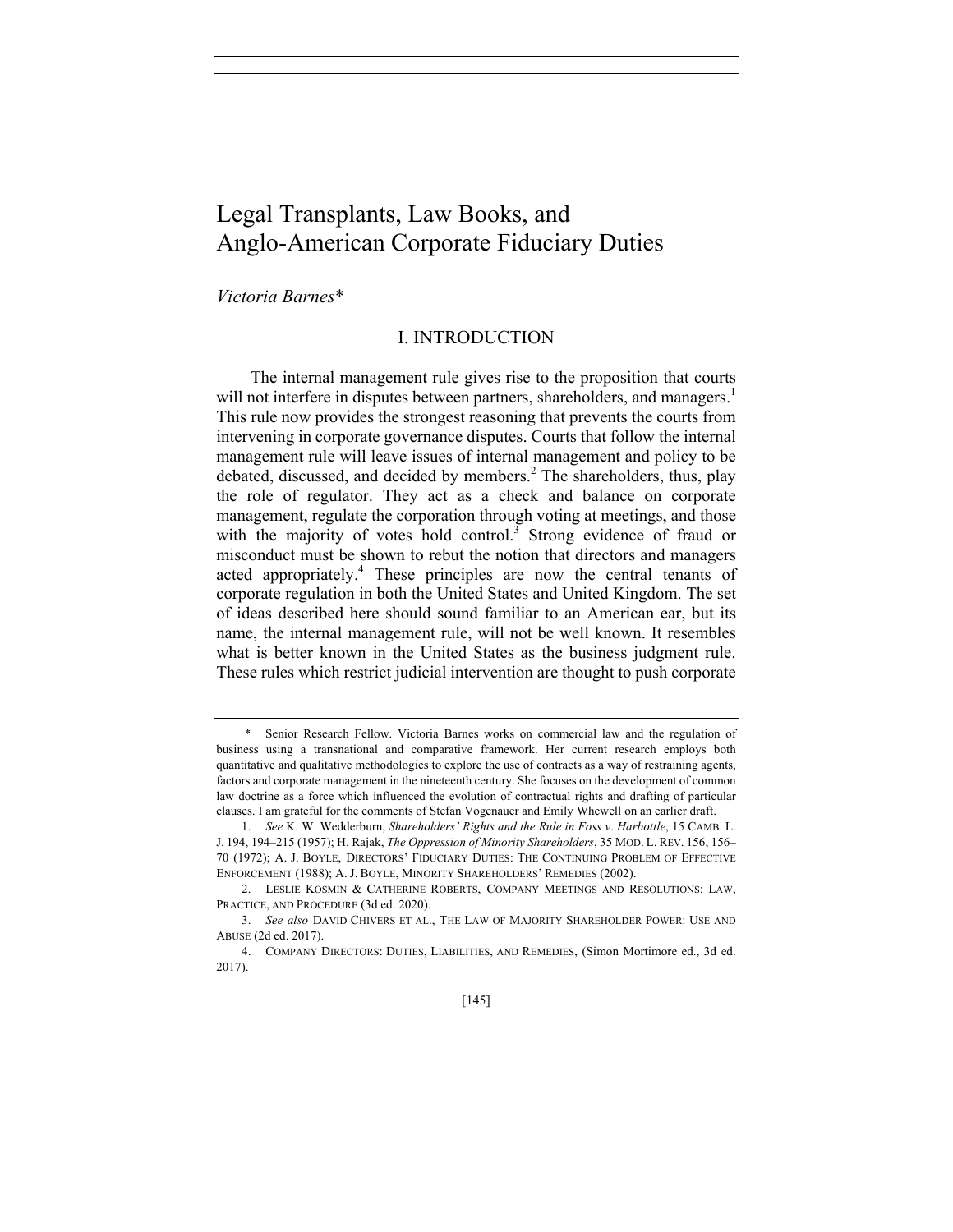# Legal Transplants, Law Books, and Anglo-American Corporate Fiduciary Duties

*Victoria Barnes**

## I. INTRODUCTION

The internal management rule gives rise to the proposition that courts will not interfere in disputes between partners, shareholders, and managers.[1] This rule now provides the strongest reasoning that prevents the courts from intervening in corporate governance disputes. Courts that follow the internal management rule will leave issues of internal management and policy to be debated, discussed, and decided by members.[2] The shareholders, thus, play the role of regulator. They act as a check and balance on corporate management, regulate the corporation through voting at meetings, and those with the majority of votes hold control.[3] Strong evidence of fraud or misconduct must be shown to rebut the notion that directors and managers acted appropriately.[4] These principles are now the central tenants of corporate regulation in both the United States and United Kingdom. The set of ideas described here should sound familiar to an American ear, but its name, the internal management rule, will not be well known. It resembles what is better known in the United States as the business judgment rule. These rules which restrict judicial intervention are thought to push corporate

---

\* Senior Research Fellow. Victoria Barnes works on commercial law and the regulation of business using a transnational and comparative framework. Her current research employs both quantitative and qualitative methodologies to explore the use of contracts as a way of restraining agents, factors and corporate management in the nineteenth century. She focuses on the development of common law doctrine as a force which influenced the evolution of contractual rights and drafting of particular clauses. I am grateful for the comments of Stefan Vogenauer and Emily Whewell on an earlier draft.

1. *See* K. W. Wedderburn, *Shareholders' Rights and the Rule in Foss v. Harbottle*, 15 CAMB. L. J. 194, 194–215 (1957); H. Rajak, *The Oppression of Minority Shareholders*, 35 MOD. L. REV. 156, 156–70 (1972); A. J. BOYLE, DIRECTORS' FIDUCIARY DUTIES: THE CONTINUING PROBLEM OF EFFECTIVE ENFORCEMENT (1988); A. J. BOYLE, MINORITY SHAREHOLDERS' REMEDIES (2002).

2. LESLIE KOSMIN & CATHERINE ROBERTS, COMPANY MEETINGS AND RESOLUTIONS: LAW, PRACTICE, AND PROCEDURE (3d ed. 2020).

3. *See also* DAVID CHIVERS ET AL., THE LAW OF MAJORITY SHAREHOLDER POWER: USE AND ABUSE (2d ed. 2017).

4. COMPANY DIRECTORS: DUTIES, LIABILITIES, AND REMEDIES, (Simon Mortimore ed., 3d ed. 2017).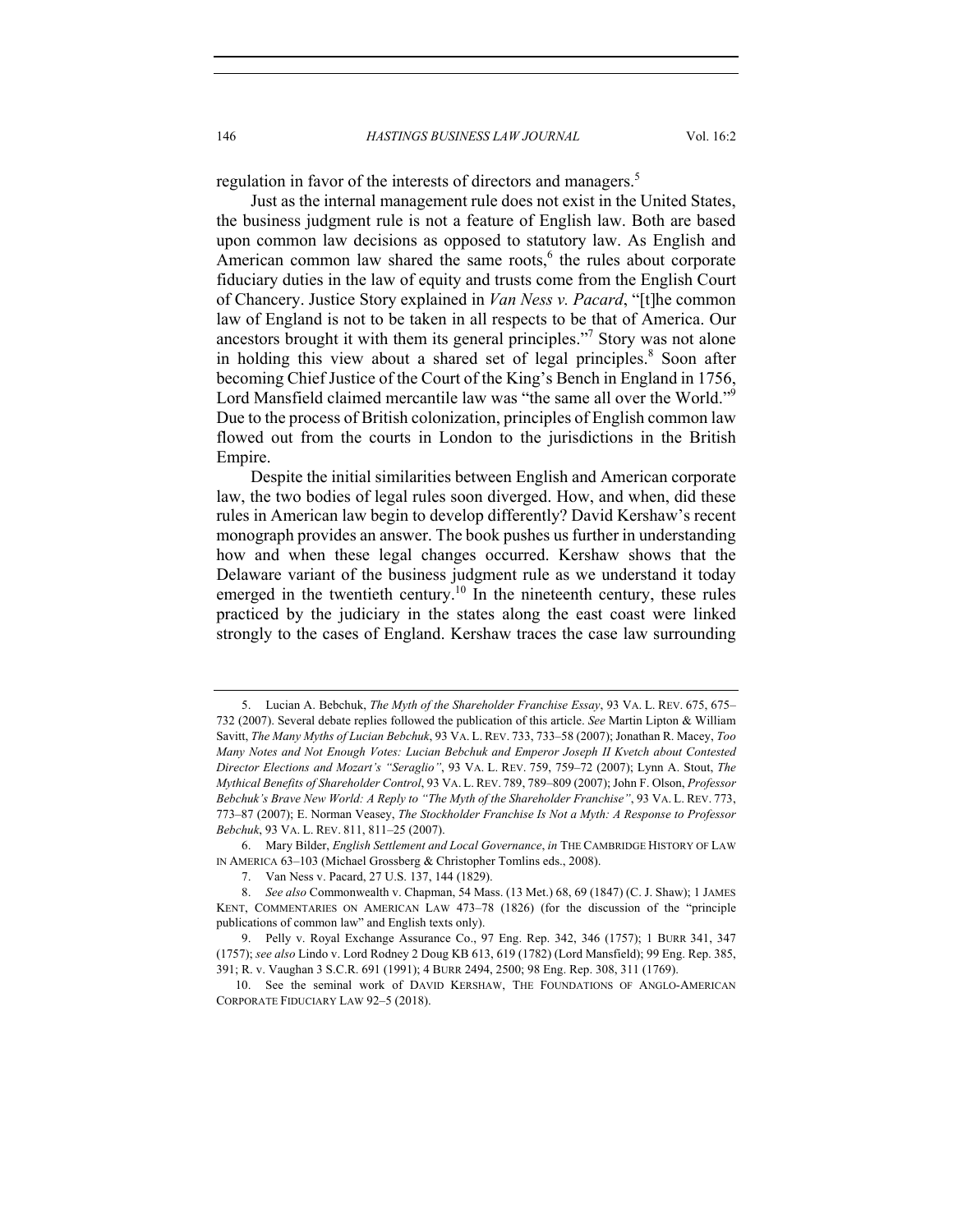regulation in favor of the interests of directors and managers.[5]

Just as the internal management rule does not exist in the United States, the business judgment rule is not a feature of English law. Both are based upon common law decisions as opposed to statutory law. As English and American common law shared the same roots,[6] the rules about corporate fiduciary duties in the law of equity and trusts come from the English Court of Chancery. Justice Story explained in *Van Ness v. Pacard*, "[t]he common law of England is not to be taken in all respects to be that of America. Our ancestors brought it with them its general principles."[7] Story was not alone in holding this view about a shared set of legal principles.[8] Soon after becoming Chief Justice of the Court of the King's Bench in England in 1756, Lord Mansfield claimed mercantile law was "the same all over the World."[9] Due to the process of British colonization, principles of English common law flowed out from the courts in London to the jurisdictions in the British Empire.

Despite the initial similarities between English and American corporate law, the two bodies of legal rules soon diverged. How, and when, did these rules in American law begin to develop differently? David Kershaw's recent monograph provides an answer. The book pushes us further in understanding how and when these legal changes occurred. Kershaw shows that the Delaware variant of the business judgment rule as we understand it today emerged in the twentieth century.[10] In the nineteenth century, these rules practiced by the judiciary in the states along the east coast were linked strongly to the cases of England. Kershaw traces the case law surrounding

---

5. Lucian A. Bebchuk, *The Myth of the Shareholder Franchise Essay*, 93 VA. L. REV. 675, 675–732 (2007). Several debate replies followed the publication of this article. *See* Martin Lipton & William Savitt, *The Many Myths of Lucian Bebchuk*, 93 VA. L. REV. 733, 733–58 (2007); Jonathan R. Macey, *Too Many Notes and Not Enough Votes: Lucian Bebchuk and Emperor Joseph II Kvetch about Contested Director Elections and Mozart's "Seraglio"*, 93 VA. L. REV. 759, 759–72 (2007); Lynn A. Stout, *The Mythical Benefits of Shareholder Control*, 93 VA. L. REV. 789, 789–809 (2007); John F. Olson, *Professor Bebchuk's Brave New World: A Reply to "The Myth of the Shareholder Franchise"*, 93 VA. L. REV. 773, 773–87 (2007); E. Norman Veasey, *The Stockholder Franchise Is Not a Myth: A Response to Professor Bebchuk*, 93 VA. L. REV. 811, 811–25 (2007).

6. Mary Bilder, *English Settlement and Local Governance*, *in* THE CAMBRIDGE HISTORY OF LAW IN AMERICA 63–103 (Michael Grossberg & Christopher Tomlins eds., 2008).

7. Van Ness v. Pacard, 27 U.S. 137, 144 (1829).

8. *See also* Commonwealth v. Chapman, 54 Mass. (13 Met.) 68, 69 (1847) (C. J. Shaw); 1 JAMES KENT, COMMENTARIES ON AMERICAN LAW 473–78 (1826) (for the discussion of the "principle publications of common law" and English texts only).

9. Pelly v. Royal Exchange Assurance Co., 97 Eng. Rep. 342, 346 (1757); 1 BURR 341, 347 (1757); *see also* Lindo v. Lord Rodney 2 Doug KB 613, 619 (1782) (Lord Mansfield); 99 Eng. Rep. 385, 391; R. v. Vaughan 3 S.C.R. 691 (1991); 4 BURR 2494, 2500; 98 Eng. Rep. 308, 311 (1769).

10. See the seminal work of DAVID KERSHAW, THE FOUNDATIONS OF ANGLO-AMERICAN CORPORATE FIDUCIARY LAW 92–5 (2018).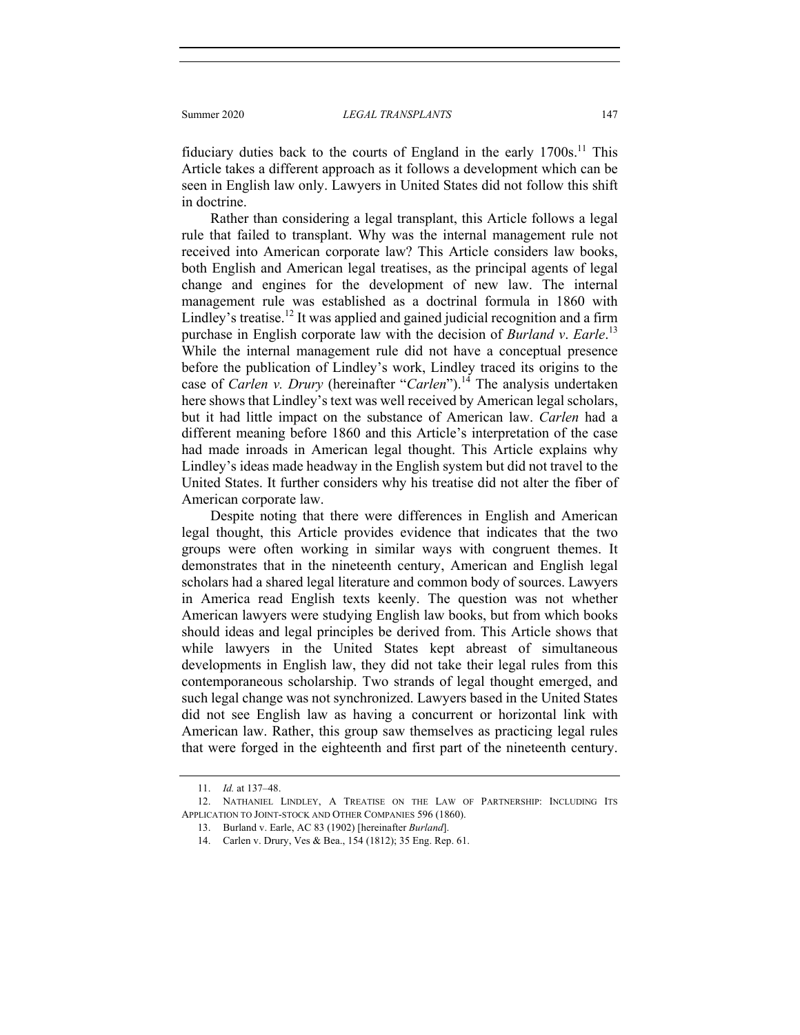fiduciary duties back to the courts of England in the early 1700s.[11] This Article takes a different approach as it follows a development which can be seen in English law only. Lawyers in United States did not follow this shift in doctrine.

Rather than considering a legal transplant, this Article follows a legal rule that failed to transplant. Why was the internal management rule not received into American corporate law? This Article considers law books, both English and American legal treatises, as the principal agents of legal change and engines for the development of new law. The internal management rule was established as a doctrinal formula in 1860 with Lindley's treatise.[12] It was applied and gained judicial recognition and a firm purchase in English corporate law with the decision of *Burland v. Earle*.[13] While the internal management rule did not have a conceptual presence before the publication of Lindley's work, Lindley traced its origins to the case of *Carlen v. Drury* (hereinafter "*Carlen*").[14] The analysis undertaken here shows that Lindley's text was well received by American legal scholars, but it had little impact on the substance of American law. *Carlen* had a different meaning before 1860 and this Article's interpretation of the case had made inroads in American legal thought. This Article explains why Lindley's ideas made headway in the English system but did not travel to the United States. It further considers why his treatise did not alter the fiber of American corporate law.

Despite noting that there were differences in English and American legal thought, this Article provides evidence that indicates that the two groups were often working in similar ways with congruent themes. It demonstrates that in the nineteenth century, American and English legal scholars had a shared legal literature and common body of sources. Lawyers in America read English texts keenly. The question was not whether American lawyers were studying English law books, but from which books should ideas and legal principles be derived from. This Article shows that while lawyers in the United States kept abreast of simultaneous developments in English law, they did not take their legal rules from this contemporaneous scholarship. Two strands of legal thought emerged, and such legal change was not synchronized. Lawyers based in the United States did not see English law as having a concurrent or horizontal link with American law. Rather, this group saw themselves as practicing legal rules that were forged in the eighteenth and first part of the nineteenth century.

---

11. *Id.* at 137–48.

12. NATHANIEL LINDLEY, A TREATISE ON THE LAW OF PARTNERSHIP: INCLUDING ITS APPLICATION TO JOINT-STOCK AND OTHER COMPANIES 596 (1860).

13. Burland v. Earle, AC 83 (1902) [hereinafter *Burland*].

14. Carlen v. Drury, Ves & Bea., 154 (1812); 35 Eng. Rep. 61.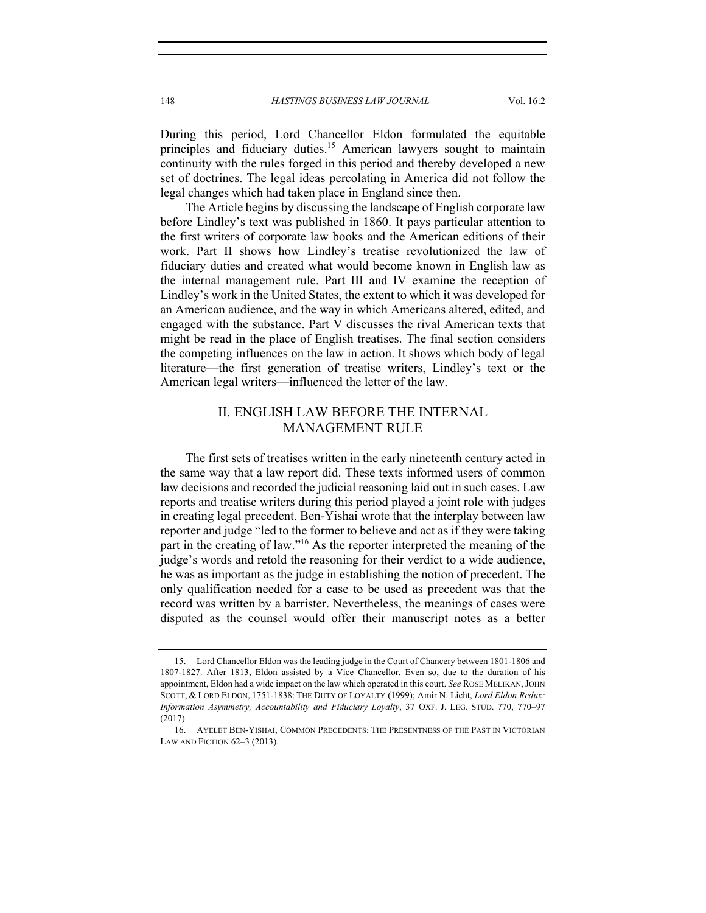During this period, Lord Chancellor Eldon formulated the equitable principles and fiduciary duties.[15] American lawyers sought to maintain continuity with the rules forged in this period and thereby developed a new set of doctrines. The legal ideas percolating in America did not follow the legal changes which had taken place in England since then.

The Article begins by discussing the landscape of English corporate law before Lindley's text was published in 1860. It pays particular attention to the first writers of corporate law books and the American editions of their work. Part II shows how Lindley's treatise revolutionized the law of fiduciary duties and created what would become known in English law as the internal management rule. Part III and IV examine the reception of Lindley's work in the United States, the extent to which it was developed for an American audience, and the way in which Americans altered, edited, and engaged with the substance. Part V discusses the rival American texts that might be read in the place of English treatises. The final section considers the competing influences on the law in action. It shows which body of legal literature—the first generation of treatise writers, Lindley's text or the American legal writers—influenced the letter of the law.

## II. ENGLISH LAW BEFORE THE INTERNAL MANAGEMENT RULE

The first sets of treatises written in the early nineteenth century acted in the same way that a law report did. These texts informed users of common law decisions and recorded the judicial reasoning laid out in such cases. Law reports and treatise writers during this period played a joint role with judges in creating legal precedent. Ben-Yishai wrote that the interplay between law reporter and judge "led to the former to believe and act as if they were taking part in the creating of law."[16] As the reporter interpreted the meaning of the judge's words and retold the reasoning for their verdict to a wide audience, he was as important as the judge in establishing the notion of precedent. The only qualification needed for a case to be used as precedent was that the record was written by a barrister. Nevertheless, the meanings of cases were disputed as the counsel would offer their manuscript notes as a better

---

15. Lord Chancellor Eldon was the leading judge in the Court of Chancery between 1801-1806 and 1807-1827. After 1813, Eldon assisted by a Vice Chancellor. Even so, due to the duration of his appointment, Eldon had a wide impact on the law which operated in this court. *See* ROSE MELIKAN, JOHN SCOTT, & LORD ELDON, 1751-1838: THE DUTY OF LOYALTY (1999); Amir N. Licht, *Lord Eldon Redux: Information Asymmetry, Accountability and Fiduciary Loyalty*, 37 OXF. J. LEG. STUD. 770, 770–97 (2017).

16. AYELET BEN-YISHAI, COMMON PRECEDENTS: THE PRESENTNESS OF THE PAST IN VICTORIAN LAW AND FICTION 62–3 (2013).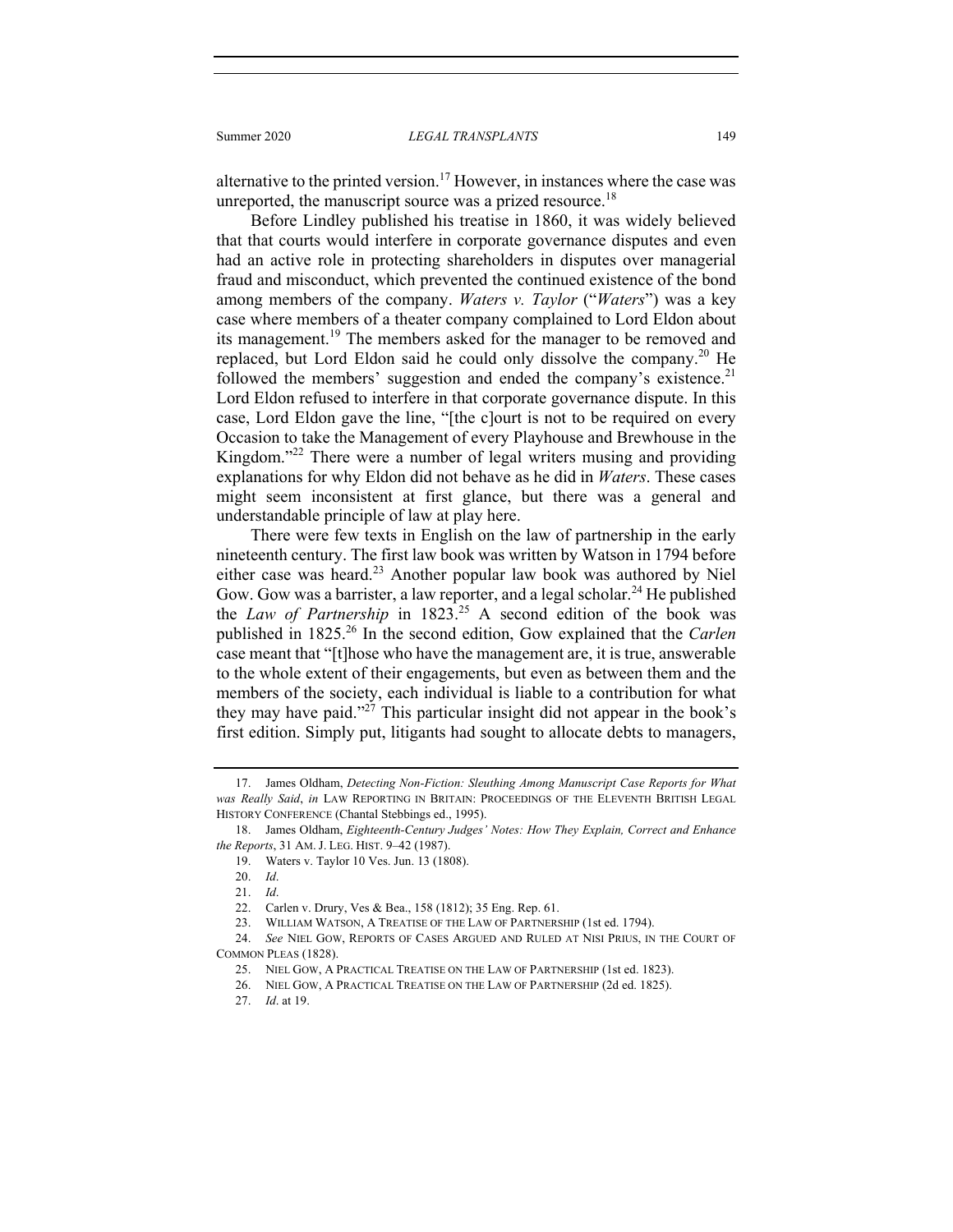alternative to the printed version.[17] However, in instances where the case was unreported, the manuscript source was a prized resource.[18]

Before Lindley published his treatise in 1860, it was widely believed that that courts would interfere in corporate governance disputes and even had an active role in protecting shareholders in disputes over managerial fraud and misconduct, which prevented the continued existence of the bond among members of the company. *Waters v. Taylor* ("*Waters*") was a key case where members of a theater company complained to Lord Eldon about its management.[19] The members asked for the manager to be removed and replaced, but Lord Eldon said he could only dissolve the company.[20] He followed the members' suggestion and ended the company's existence.[21] Lord Eldon refused to interfere in that corporate governance dispute. In this case, Lord Eldon gave the line, "[the c]ourt is not to be required on every Occasion to take the Management of every Playhouse and Brewhouse in the Kingdom."[22] There were a number of legal writers musing and providing explanations for why Eldon did not behave as he did in *Waters*. These cases might seem inconsistent at first glance, but there was a general and understandable principle of law at play here.

There were few texts in English on the law of partnership in the early nineteenth century. The first law book was written by Watson in 1794 before either case was heard.[23] Another popular law book was authored by Niel Gow. Gow was a barrister, a law reporter, and a legal scholar.[24] He published the *Law of Partnership* in 1823.[25] A second edition of the book was published in 1825.[26] In the second edition, Gow explained that the *Carlen* case meant that "[t]hose who have the management are, it is true, answerable to the whole extent of their engagements, but even as between them and the members of the society, each individual is liable to a contribution for what they may have paid."[27] This particular insight did not appear in the book's first edition. Simply put, litigants had sought to allocate debts to managers,

---

17. James Oldham, *Detecting Non-Fiction: Sleuthing Among Manuscript Case Reports for What was Really Said*, *in* LAW REPORTING IN BRITAIN: PROCEEDINGS OF THE ELEVENTH BRITISH LEGAL HISTORY CONFERENCE (Chantal Stebbings ed., 1995).

18. James Oldham, *Eighteenth-Century Judges' Notes: How They Explain, Correct and Enhance the Reports*, 31 AM. J. LEG. HIST. 9–42 (1987).

19. Waters v. Taylor 10 Ves. Jun. 13 (1808).

20. *Id*.

21. *Id*.

22. Carlen v. Drury, Ves & Bea., 158 (1812); 35 Eng. Rep. 61.

23. WILLIAM WATSON, A TREATISE OF THE LAW OF PARTNERSHIP (1st ed. 1794).

24. *See* NIEL GOW, REPORTS OF CASES ARGUED AND RULED AT NISI PRIUS, IN THE COURT OF COMMON PLEAS (1828).

25. NIEL GOW, A PRACTICAL TREATISE ON THE LAW OF PARTNERSHIP (1st ed. 1823).

26. NIEL GOW, A PRACTICAL TREATISE ON THE LAW OF PARTNERSHIP (2d ed. 1825).

27. *Id*. at 19.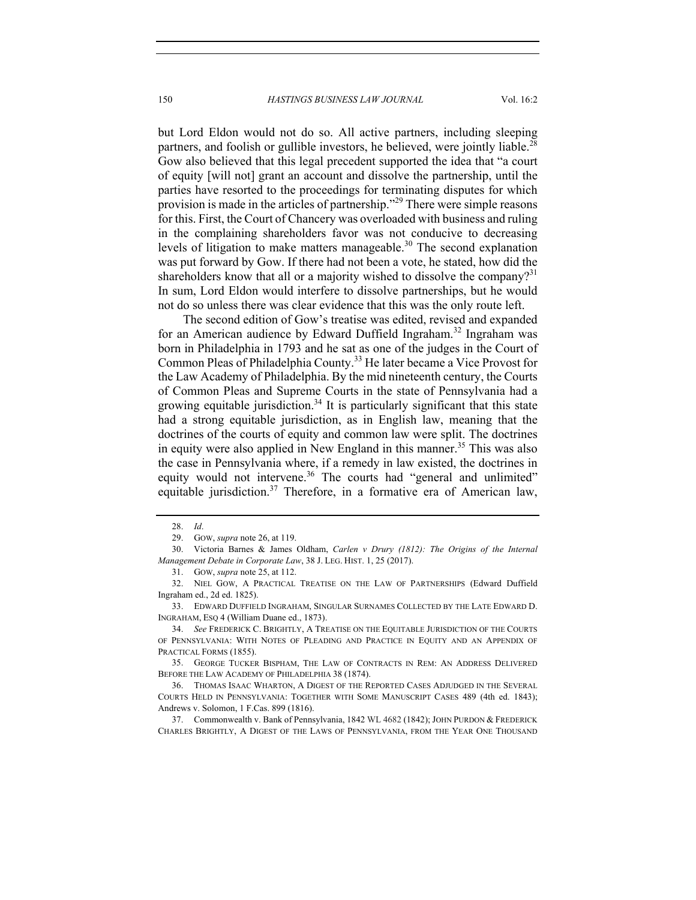but Lord Eldon would not do so. All active partners, including sleeping partners, and foolish or gullible investors, he believed, were jointly liable.[28] Gow also believed that this legal precedent supported the idea that "a court of equity [will not] grant an account and dissolve the partnership, until the parties have resorted to the proceedings for terminating disputes for which provision is made in the articles of partnership."[29] There were simple reasons for this. First, the Court of Chancery was overloaded with business and ruling in the complaining shareholders favor was not conducive to decreasing levels of litigation to make matters manageable.[30] The second explanation was put forward by Gow. If there had not been a vote, he stated, how did the shareholders know that all or a majority wished to dissolve the company?[31] In sum, Lord Eldon would interfere to dissolve partnerships, but he would not do so unless there was clear evidence that this was the only route left.

The second edition of Gow's treatise was edited, revised and expanded for an American audience by Edward Duffield Ingraham.[32] Ingraham was born in Philadelphia in 1793 and he sat as one of the judges in the Court of Common Pleas of Philadelphia County.[33] He later became a Vice Provost for the Law Academy of Philadelphia. By the mid nineteenth century, the Courts of Common Pleas and Supreme Courts in the state of Pennsylvania had a growing equitable jurisdiction.[34] It is particularly significant that this state had a strong equitable jurisdiction, as in English law, meaning that the doctrines of the courts of equity and common law were split. The doctrines in equity were also applied in New England in this manner.[35] This was also the case in Pennsylvania where, if a remedy in law existed, the doctrines in equity would not intervene.[36] The courts had "general and unlimited" equitable jurisdiction.[37] Therefore, in a formative era of American law,

---

28. *Id*.

29. GOW, *supra* note 26, at 119.

30. Victoria Barnes & James Oldham, *Carlen v Drury (1812): The Origins of the Internal Management Debate in Corporate Law*, 38 J. LEG. HIST. 1, 25 (2017).

31. GOW, *supra* note 25, at 112.

32. NIEL GOW, A PRACTICAL TREATISE ON THE LAW OF PARTNERSHIPS (Edward Duffield Ingraham ed., 2d ed. 1825).

33. EDWARD DUFFIELD INGRAHAM, SINGULAR SURNAMES COLLECTED BY THE LATE EDWARD D. INGRAHAM, ESQ 4 (William Duane ed., 1873).

34. *See* FREDERICK C. BRIGHTLY, A TREATISE ON THE EQUITABLE JURISDICTION OF THE COURTS OF PENNSYLVANIA: WITH NOTES OF PLEADING AND PRACTICE IN EQUITY AND AN APPENDIX OF PRACTICAL FORMS (1855).

35. GEORGE TUCKER BISPHAM, THE LAW OF CONTRACTS IN REM: AN ADDRESS DELIVERED BEFORE THE LAW ACADEMY OF PHILADELPHIA 38 (1874).

36. THOMAS ISAAC WHARTON, A DIGEST OF THE REPORTED CASES ADJUDGED IN THE SEVERAL COURTS HELD IN PENNSYLVANIA: TOGETHER WITH SOME MANUSCRIPT CASES 489 (4th ed. 1843); Andrews v. Solomon, 1 F.Cas. 899 (1816).

37. Commonwealth v. Bank of Pennsylvania, 1842 WL 4682 (1842); JOHN PURDON & FREDERICK CHARLES BRIGHTLY, A DIGEST OF THE LAWS OF PENNSYLVANIA, FROM THE YEAR ONE THOUSAND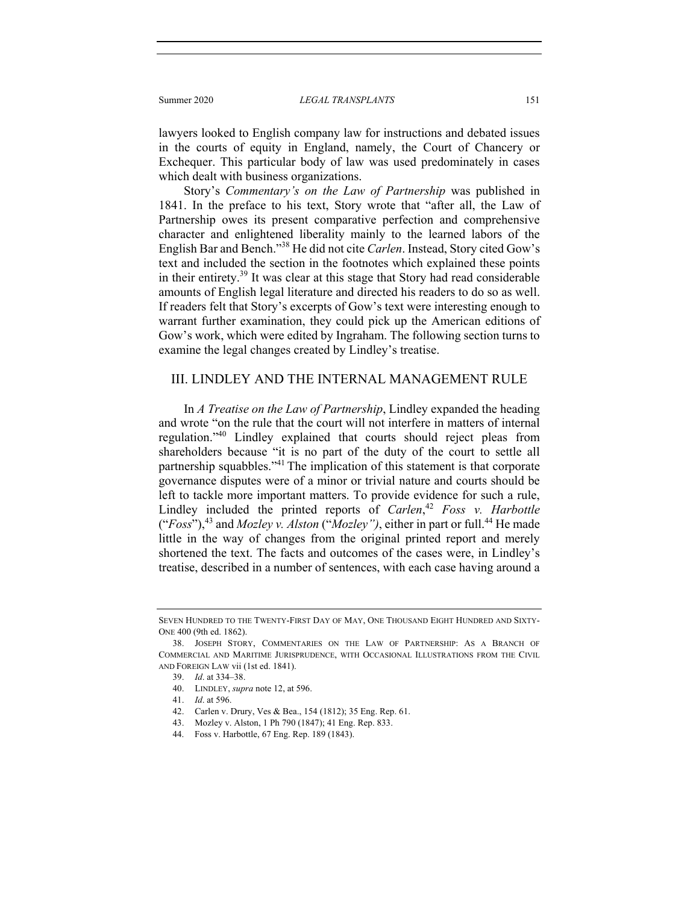lawyers looked to English company law for instructions and debated issues in the courts of equity in England, namely, the Court of Chancery or Exchequer. This particular body of law was used predominately in cases which dealt with business organizations.

Story's *Commentary's on the Law of Partnership* was published in 1841. In the preface to his text, Story wrote that "after all, the Law of Partnership owes its present comparative perfection and comprehensive character and enlightened liberality mainly to the learned labors of the English Bar and Bench."[38] He did not cite *Carlen*. Instead, Story cited Gow's text and included the section in the footnotes which explained these points in their entirety.[39] It was clear at this stage that Story had read considerable amounts of English legal literature and directed his readers to do so as well. If readers felt that Story's excerpts of Gow's text were interesting enough to warrant further examination, they could pick up the American editions of Gow's work, which were edited by Ingraham. The following section turns to examine the legal changes created by Lindley's treatise.

## III. LINDLEY AND THE INTERNAL MANAGEMENT RULE

In *A Treatise on the Law of Partnership*, Lindley expanded the heading and wrote "on the rule that the court will not interfere in matters of internal regulation."[40] Lindley explained that courts should reject pleas from shareholders because "it is no part of the duty of the court to settle all partnership squabbles."[41] The implication of this statement is that corporate governance disputes were of a minor or trivial nature and courts should be left to tackle more important matters. To provide evidence for such a rule, Lindley included the printed reports of *Carlen*,[42] *Foss v. Harbottle* ("*Foss*"),[43] and *Mozley v. Alston* ("*Mozley")*, either in part or full.[44] He made little in the way of changes from the original printed report and merely shortened the text. The facts and outcomes of the cases were, in Lindley's treatise, described in a number of sentences, with each case having around a

---

SEVEN HUNDRED TO THE TWENTY-FIRST DAY OF MAY, ONE THOUSAND EIGHT HUNDRED AND SIXTY-ONE 400 (9th ed. 1862).

38. JOSEPH STORY, COMMENTARIES ON THE LAW OF PARTNERSHIP: AS A BRANCH OF COMMERCIAL AND MARITIME JURISPRUDENCE, WITH OCCASIONAL ILLUSTRATIONS FROM THE CIVIL AND FOREIGN LAW vii (1st ed. 1841).

39. *Id*. at 334–38.

40. LINDLEY, *supra* note 12, at 596.

41. *Id*. at 596.

42. Carlen v. Drury, Ves & Bea., 154 (1812); 35 Eng. Rep. 61.

43. Mozley v. Alston, 1 Ph 790 (1847); 41 Eng. Rep. 833.

44. Foss v. Harbottle, 67 Eng. Rep. 189 (1843).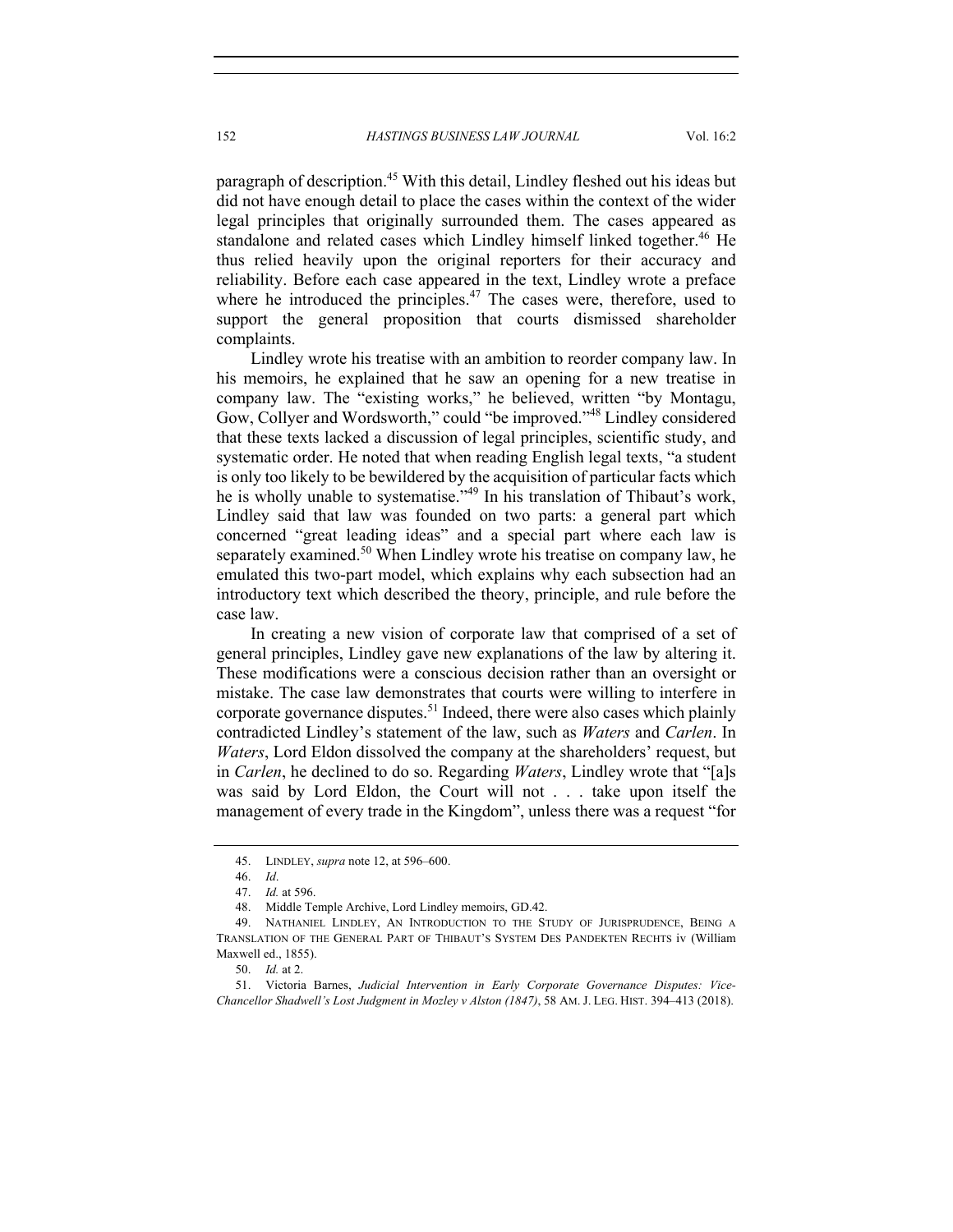paragraph of description.[45] With this detail, Lindley fleshed out his ideas but did not have enough detail to place the cases within the context of the wider legal principles that originally surrounded them. The cases appeared as standalone and related cases which Lindley himself linked together.[46] He thus relied heavily upon the original reporters for their accuracy and reliability. Before each case appeared in the text, Lindley wrote a preface where he introduced the principles.[47] The cases were, therefore, used to support the general proposition that courts dismissed shareholder complaints.

Lindley wrote his treatise with an ambition to reorder company law. In his memoirs, he explained that he saw an opening for a new treatise in company law. The "existing works," he believed, written "by Montagu, Gow, Collyer and Wordsworth," could "be improved."[48] Lindley considered that these texts lacked a discussion of legal principles, scientific study, and systematic order. He noted that when reading English legal texts, "a student is only too likely to be bewildered by the acquisition of particular facts which he is wholly unable to systematise."[49] In his translation of Thibaut's work, Lindley said that law was founded on two parts: a general part which concerned "great leading ideas" and a special part where each law is separately examined.[50] When Lindley wrote his treatise on company law, he emulated this two-part model, which explains why each subsection had an introductory text which described the theory, principle, and rule before the case law.

In creating a new vision of corporate law that comprised of a set of general principles, Lindley gave new explanations of the law by altering it. These modifications were a conscious decision rather than an oversight or mistake. The case law demonstrates that courts were willing to interfere in corporate governance disputes.[51] Indeed, there were also cases which plainly contradicted Lindley's statement of the law, such as *Waters* and *Carlen*. In *Waters*, Lord Eldon dissolved the company at the shareholders' request, but in *Carlen*, he declined to do so. Regarding *Waters*, Lindley wrote that "[a]s was said by Lord Eldon, the Court will not . . . take upon itself the management of every trade in the Kingdom", unless there was a request "for

---

45. LINDLEY, *supra* note 12, at 596–600.

46. *Id*.

47. *Id.* at 596.

48. Middle Temple Archive, Lord Lindley memoirs, GD.42.

49. NATHANIEL LINDLEY, AN INTRODUCTION TO THE STUDY OF JURISPRUDENCE, BEING A TRANSLATION OF THE GENERAL PART OF THIBAUT'S SYSTEM DES PANDEKTEN RECHTS iv (William Maxwell ed., 1855).

50. *Id.* at 2.

51. Victoria Barnes, *Judicial Intervention in Early Corporate Governance Disputes: Vice-Chancellor Shadwell's Lost Judgment in Mozley v Alston (1847)*, 58 AM. J. LEG. HIST. 394–413 (2018).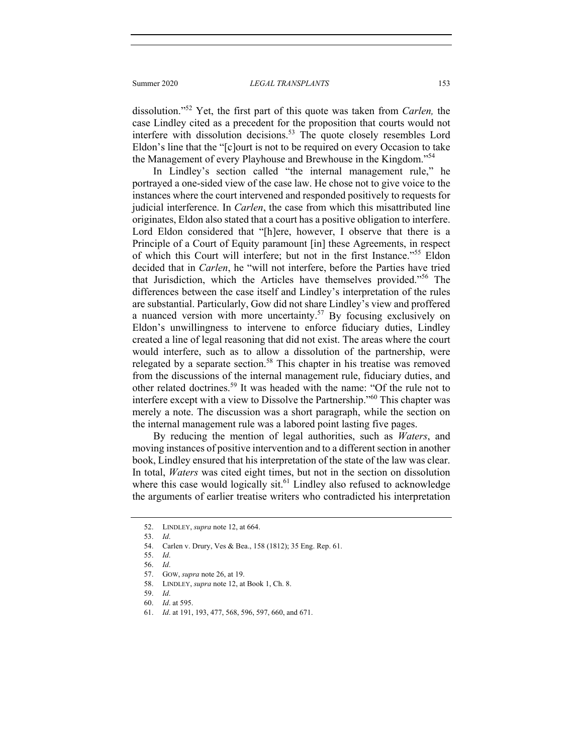dissolution."[52] Yet, the first part of this quote was taken from *Carlen,* the case Lindley cited as a precedent for the proposition that courts would not interfere with dissolution decisions.[53] The quote closely resembles Lord Eldon's line that the "[c]ourt is not to be required on every Occasion to take the Management of every Playhouse and Brewhouse in the Kingdom."[54]

In Lindley's section called "the internal management rule," he portrayed a one-sided view of the case law. He chose not to give voice to the instances where the court intervened and responded positively to requests for judicial interference. In *Carlen*, the case from which this misattributed line originates, Eldon also stated that a court has a positive obligation to interfere. Lord Eldon considered that "[h]ere, however, I observe that there is a Principle of a Court of Equity paramount [in] these Agreements, in respect of which this Court will interfere; but not in the first Instance."[55] Eldon decided that in *Carlen*, he "will not interfere, before the Parties have tried that Jurisdiction, which the Articles have themselves provided."[56] The differences between the case itself and Lindley's interpretation of the rules are substantial. Particularly, Gow did not share Lindley's view and proffered a nuanced version with more uncertainty.[57] By focusing exclusively on Eldon's unwillingness to intervene to enforce fiduciary duties, Lindley created a line of legal reasoning that did not exist. The areas where the court would interfere, such as to allow a dissolution of the partnership, were relegated by a separate section.[58] This chapter in his treatise was removed from the discussions of the internal management rule, fiduciary duties, and other related doctrines.[59] It was headed with the name: "Of the rule not to interfere except with a view to Dissolve the Partnership."[60] This chapter was merely a note. The discussion was a short paragraph, while the section on the internal management rule was a labored point lasting five pages.

By reducing the mention of legal authorities, such as *Waters*, and moving instances of positive intervention and to a different section in another book, Lindley ensured that his interpretation of the state of the law was clear. In total, *Waters* was cited eight times, but not in the section on dissolution where this case would logically sit.[61] Lindley also refused to acknowledge the arguments of earlier treatise writers who contradicted his interpretation

---

52. LINDLEY, *supra* note 12, at 664.

53. *Id*.

54. Carlen v. Drury, Ves & Bea., 158 (1812); 35 Eng. Rep. 61.

55. *Id*.

56. *Id*.

57. GOW, *supra* note 26, at 19.

58. LINDLEY, *supra* note 12, at Book 1, Ch. 8.

59. *Id*.

60. *Id*. at 595.

61. *Id*. at 191, 193, 477, 568, 596, 597, 660, and 671.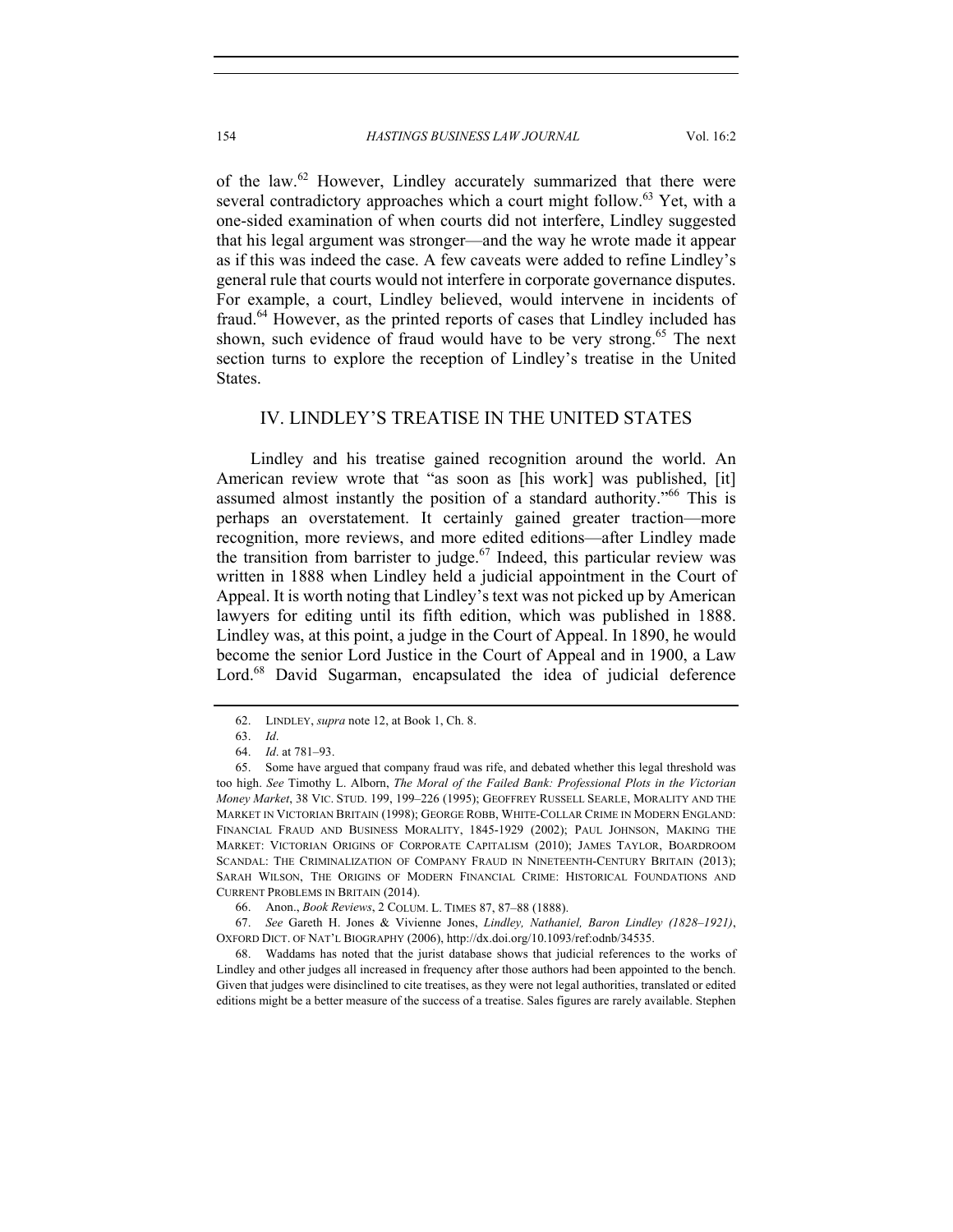of the law.[62] However, Lindley accurately summarized that there were several contradictory approaches which a court might follow.[63] Yet, with a one-sided examination of when courts did not interfere, Lindley suggested that his legal argument was stronger—and the way he wrote made it appear as if this was indeed the case. A few caveats were added to refine Lindley's general rule that courts would not interfere in corporate governance disputes. For example, a court, Lindley believed, would intervene in incidents of fraud.[64] However, as the printed reports of cases that Lindley included has shown, such evidence of fraud would have to be very strong.[65] The next section turns to explore the reception of Lindley's treatise in the United States.

## IV. LINDLEY'S TREATISE IN THE UNITED STATES

Lindley and his treatise gained recognition around the world. An American review wrote that "as soon as [his work] was published, [it] assumed almost instantly the position of a standard authority."[66] This is perhaps an overstatement. It certainly gained greater traction—more recognition, more reviews, and more edited editions—after Lindley made the transition from barrister to judge.[67] Indeed, this particular review was written in 1888 when Lindley held a judicial appointment in the Court of Appeal. It is worth noting that Lindley's text was not picked up by American lawyers for editing until its fifth edition, which was published in 1888. Lindley was, at this point, a judge in the Court of Appeal. In 1890, he would become the senior Lord Justice in the Court of Appeal and in 1900, a Law Lord.[68] David Sugarman, encapsulated the idea of judicial deference

---

62. LINDLEY, *supra* note 12, at Book 1, Ch. 8.

63. *Id*.

64. *Id*. at 781–93.

65. Some have argued that company fraud was rife, and debated whether this legal threshold was too high. *See* Timothy L. Alborn, *The Moral of the Failed Bank: Professional Plots in the Victorian Money Market*, 38 VIC. STUD. 199, 199–226 (1995); GEOFFREY RUSSELL SEARLE, MORALITY AND THE MARKET IN VICTORIAN BRITAIN (1998); GEORGE ROBB, WHITE-COLLAR CRIME IN MODERN ENGLAND: FINANCIAL FRAUD AND BUSINESS MORALITY, 1845-1929 (2002); PAUL JOHNSON, MAKING THE MARKET: VICTORIAN ORIGINS OF CORPORATE CAPITALISM (2010); JAMES TAYLOR, BOARDROOM SCANDAL: THE CRIMINALIZATION OF COMPANY FRAUD IN NINETEENTH-CENTURY BRITAIN (2013); SARAH WILSON, THE ORIGINS OF MODERN FINANCIAL CRIME: HISTORICAL FOUNDATIONS AND CURRENT PROBLEMS IN BRITAIN (2014).

66. Anon., *Book Reviews*, 2 COLUM. L. TIMES 87, 87–88 (1888).

67. *See* Gareth H. Jones & Vivienne Jones, *Lindley, Nathaniel, Baron Lindley (1828–1921)*, OXFORD DICT. OF NAT'L BIOGRAPHY (2006), http://dx.doi.org/10.1093/ref:odnb/34535.

68. Waddams has noted that the jurist database shows that judicial references to the works of Lindley and other judges all increased in frequency after those authors had been appointed to the bench. Given that judges were disinclined to cite treatises, as they were not legal authorities, translated or edited editions might be a better measure of the success of a treatise. Sales figures are rarely available. Stephen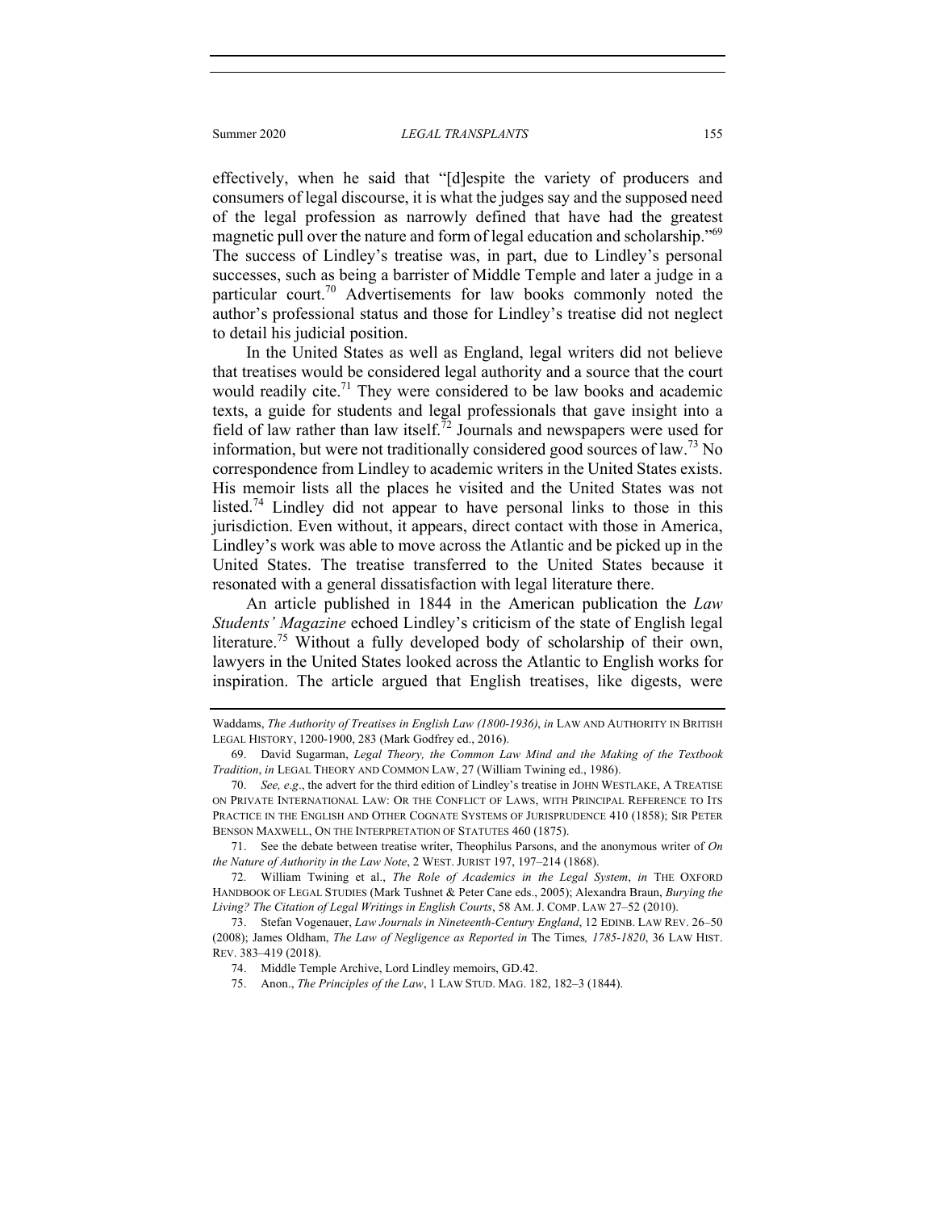effectively, when he said that "[d]espite the variety of producers and consumers of legal discourse, it is what the judges say and the supposed need of the legal profession as narrowly defined that have had the greatest magnetic pull over the nature and form of legal education and scholarship."[69] The success of Lindley's treatise was, in part, due to Lindley's personal successes, such as being a barrister of Middle Temple and later a judge in a particular court.[70] Advertisements for law books commonly noted the author's professional status and those for Lindley's treatise did not neglect to detail his judicial position.

In the United States as well as England, legal writers did not believe that treatises would be considered legal authority and a source that the court would readily cite.[71] They were considered to be law books and academic texts, a guide for students and legal professionals that gave insight into a field of law rather than law itself.[72] Journals and newspapers were used for information, but were not traditionally considered good sources of law.[73] No correspondence from Lindley to academic writers in the United States exists. His memoir lists all the places he visited and the United States was not listed.[74] Lindley did not appear to have personal links to those in this jurisdiction. Even without, it appears, direct contact with those in America, Lindley's work was able to move across the Atlantic and be picked up in the United States. The treatise transferred to the United States because it resonated with a general dissatisfaction with legal literature there.

An article published in 1844 in the American publication the *Law Students' Magazine* echoed Lindley's criticism of the state of English legal literature.[75] Without a fully developed body of scholarship of their own, lawyers in the United States looked across the Atlantic to English works for inspiration. The article argued that English treatises, like digests, were

---

Waddams, *The Authority of Treatises in English Law (1800-1936)*, *in* LAW AND AUTHORITY IN BRITISH LEGAL HISTORY, 1200-1900, 283 (Mark Godfrey ed., 2016).

69. David Sugarman, *Legal Theory, the Common Law Mind and the Making of the Textbook Tradition*, *in* LEGAL THEORY AND COMMON LAW, 27 (William Twining ed., 1986).

70. *See, e.g*., the advert for the third edition of Lindley's treatise in JOHN WESTLAKE, A TREATISE ON PRIVATE INTERNATIONAL LAW: OR THE CONFLICT OF LAWS, WITH PRINCIPAL REFERENCE TO ITS PRACTICE IN THE ENGLISH AND OTHER COGNATE SYSTEMS OF JURISPRUDENCE 410 (1858); SIR PETER BENSON MAXWELL, ON THE INTERPRETATION OF STATUTES 460 (1875).

71. See the debate between treatise writer, Theophilus Parsons, and the anonymous writer of *On the Nature of Authority in the Law Note*, 2 WEST. JURIST 197, 197–214 (1868).

72. William Twining et al., *The Role of Academics in the Legal System*, *in* THE OXFORD HANDBOOK OF LEGAL STUDIES (Mark Tushnet & Peter Cane eds., 2005); Alexandra Braun, *Burying the Living? The Citation of Legal Writings in English Courts*, 58 AM. J. COMP. LAW 27–52 (2010).

73. Stefan Vogenauer, *Law Journals in Nineteenth-Century England*, 12 EDINB. LAW REV. 26–50 (2008); James Oldham, *The Law of Negligence as Reported in* The Times*, 1785-1820*, 36 LAW HIST. REV. 383–419 (2018).

74. Middle Temple Archive, Lord Lindley memoirs, GD.42.

75. Anon., *The Principles of the Law*, 1 LAW STUD. MAG. 182, 182–3 (1844).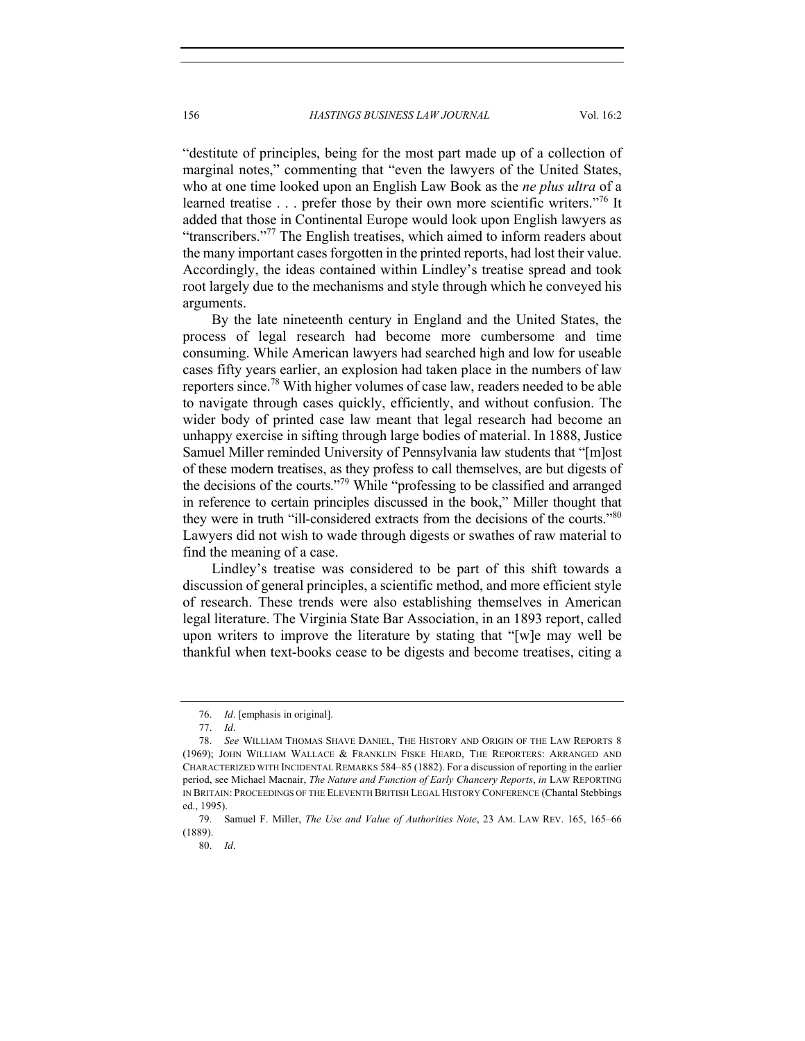"destitute of principles, being for the most part made up of a collection of marginal notes," commenting that "even the lawyers of the United States, who at one time looked upon an English Law Book as the *ne plus ultra* of a learned treatise . . . prefer those by their own more scientific writers."[76] It added that those in Continental Europe would look upon English lawyers as "transcribers."[77] The English treatises, which aimed to inform readers about the many important cases forgotten in the printed reports, had lost their value. Accordingly, the ideas contained within Lindley's treatise spread and took root largely due to the mechanisms and style through which he conveyed his arguments.

By the late nineteenth century in England and the United States, the process of legal research had become more cumbersome and time consuming. While American lawyers had searched high and low for useable cases fifty years earlier, an explosion had taken place in the numbers of law reporters since.[78] With higher volumes of case law, readers needed to be able to navigate through cases quickly, efficiently, and without confusion. The wider body of printed case law meant that legal research had become an unhappy exercise in sifting through large bodies of material. In 1888, Justice Samuel Miller reminded University of Pennsylvania law students that "[m]ost of these modern treatises, as they profess to call themselves, are but digests of the decisions of the courts."[79] While "professing to be classified and arranged in reference to certain principles discussed in the book," Miller thought that they were in truth "ill-considered extracts from the decisions of the courts."[80] Lawyers did not wish to wade through digests or swathes of raw material to find the meaning of a case.

Lindley's treatise was considered to be part of this shift towards a discussion of general principles, a scientific method, and more efficient style of research. These trends were also establishing themselves in American legal literature. The Virginia State Bar Association, in an 1893 report, called upon writers to improve the literature by stating that "[w]e may well be thankful when text-books cease to be digests and become treatises, citing a

---

76. *Id*. [emphasis in original].

77. *Id*.

78. *See* WILLIAM THOMAS SHAVE DANIEL, THE HISTORY AND ORIGIN OF THE LAW REPORTS 8 (1969); JOHN WILLIAM WALLACE & FRANKLIN FISKE HEARD, THE REPORTERS: ARRANGED AND CHARACTERIZED WITH INCIDENTAL REMARKS 584–85 (1882). For a discussion of reporting in the earlier period, see Michael Macnair, *The Nature and Function of Early Chancery Reports*, *in* LAW REPORTING IN BRITAIN: PROCEEDINGS OF THE ELEVENTH BRITISH LEGAL HISTORY CONFERENCE (Chantal Stebbings ed., 1995).

79. Samuel F. Miller, *The Use and Value of Authorities Note*, 23 AM. LAW REV. 165, 165–66 (1889).

80. *Id*.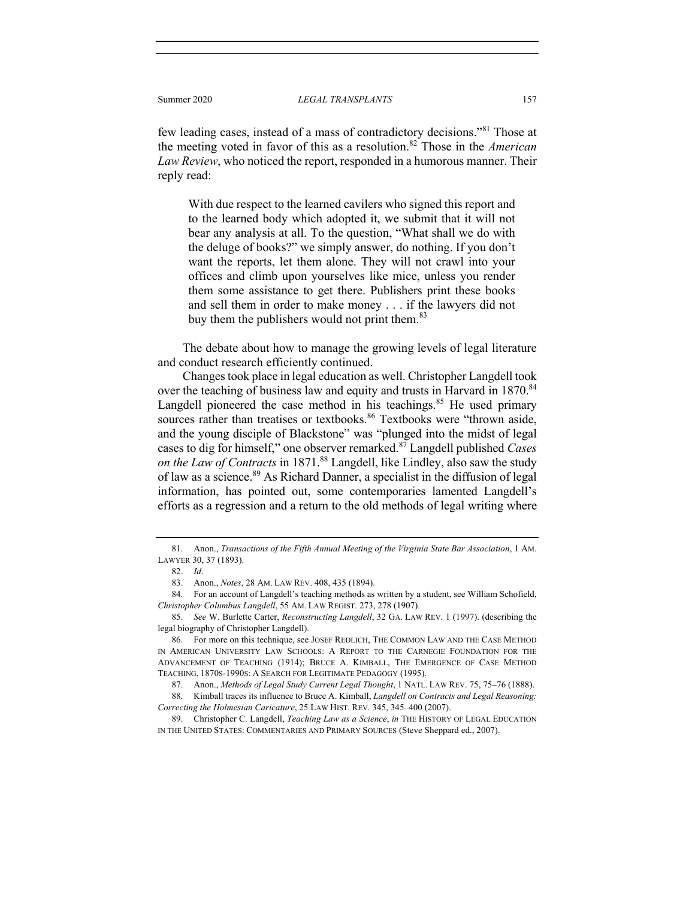few leading cases, instead of a mass of contradictory decisions."[81] Those at the meeting voted in favor of this as a resolution.[82] Those in the *American Law Review*, who noticed the report, responded in a humorous manner. Their reply read:

> With due respect to the learned cavilers who signed this report and to the learned body which adopted it, we submit that it will not bear any analysis at all. To the question, "What shall we do with the deluge of books?" we simply answer, do nothing. If you don't want the reports, let them alone. They will not crawl into your offices and climb upon yourselves like mice, unless you render them some assistance to get there. Publishers print these books and sell them in order to make money . . . if the lawyers did not buy them the publishers would not print them.[83]

The debate about how to manage the growing levels of legal literature and conduct research efficiently continued.

Changes took place in legal education as well. Christopher Langdell took over the teaching of business law and equity and trusts in Harvard in 1870.[84] Langdell pioneered the case method in his teachings.[85] He used primary sources rather than treatises or textbooks.[86] Textbooks were "thrown aside, and the young disciple of Blackstone" was "plunged into the midst of legal cases to dig for himself," one observer remarked.[87] Langdell published *Cases on the Law of Contracts* in 1871.[88] Langdell, like Lindley, also saw the study of law as a science.[89] As Richard Danner, a specialist in the diffusion of legal information, has pointed out, some contemporaries lamented Langdell's efforts as a regression and a return to the old methods of legal writing where

---

81. Anon., *Transactions of the Fifth Annual Meeting of the Virginia State Bar Association*, 1 AM. LAWYER 30, 37 (1893).

82. *Id*.

83. Anon., *Notes*, 28 AM. LAW REV. 408, 435 (1894).

84. For an account of Langdell's teaching methods as written by a student, see William Schofield, *Christopher Columbus Langdell*, 55 AM. LAW REGIST. 273, 278 (1907).

85. *See* W. Burlette Carter, *Reconstructing Langdell*, 32 GA. LAW REV. 1 (1997). (describing the legal biography of Christopher Langdell).

86. For more on this technique, see JOSEF REDLICH, THE COMMON LAW AND THE CASE METHOD IN AMERICAN UNIVERSITY LAW SCHOOLS: A REPORT TO THE CARNEGIE FOUNDATION FOR THE ADVANCEMENT OF TEACHING (1914); BRUCE A. KIMBALL, THE EMERGENCE OF CASE METHOD TEACHING, 1870S-1990S: A SEARCH FOR LEGITIMATE PEDAGOGY (1995).

87. Anon., *Methods of Legal Study Current Legal Thought*, 1 NATL. LAW REV. 75, 75–76 (1888).

88. Kimball traces its influence to Bruce A. Kimball, *Langdell on Contracts and Legal Reasoning: Correcting the Holmesian Caricature*, 25 LAW HIST. REV. 345, 345–400 (2007).

89. Christopher C. Langdell, *Teaching Law as a Science*, *in* THE HISTORY OF LEGAL EDUCATION IN THE UNITED STATES: COMMENTARIES AND PRIMARY SOURCES (Steve Sheppard ed., 2007).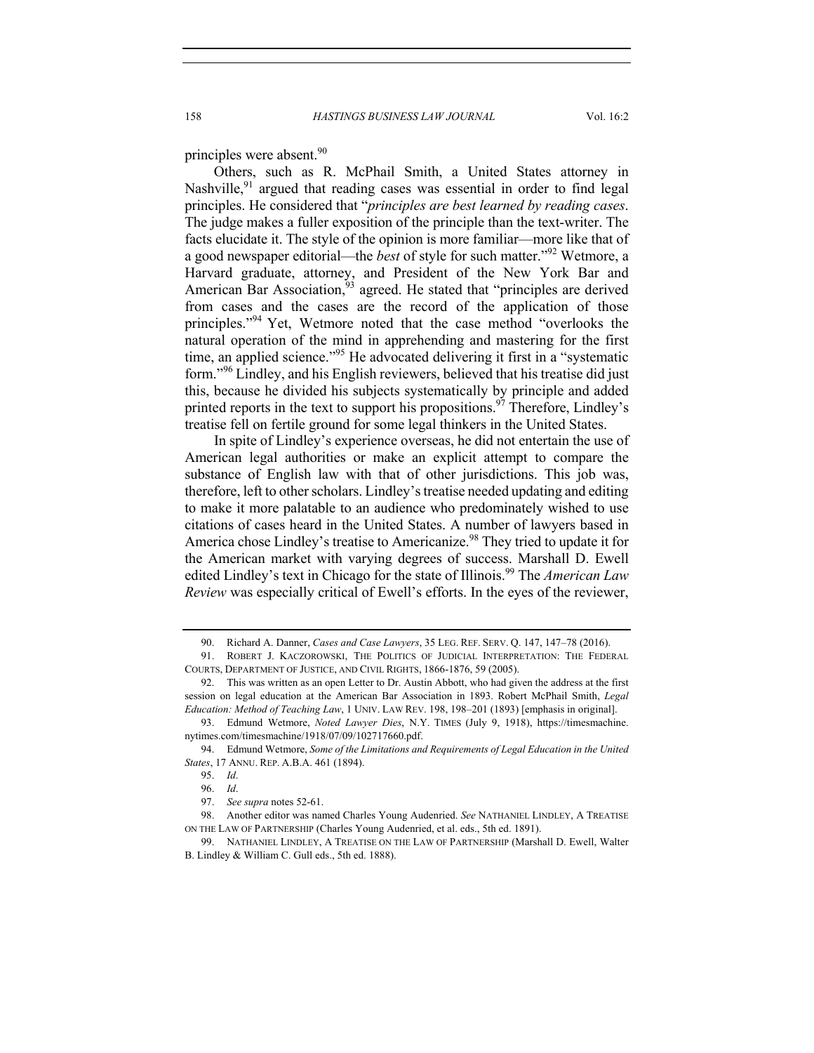principles were absent.[90]

Others, such as R. McPhail Smith, a United States attorney in Nashville,[91] argued that reading cases was essential in order to find legal principles. He considered that "*principles are best learned by reading cases*. The judge makes a fuller exposition of the principle than the text-writer. The facts elucidate it. The style of the opinion is more familiar—more like that of a good newspaper editorial—the *best* of style for such matter."[92] Wetmore, a Harvard graduate, attorney, and President of the New York Bar and American Bar Association,[93] agreed. He stated that "principles are derived from cases and the cases are the record of the application of those principles."[94] Yet, Wetmore noted that the case method "overlooks the natural operation of the mind in apprehending and mastering for the first time, an applied science."[95] He advocated delivering it first in a "systematic form."[96] Lindley, and his English reviewers, believed that his treatise did just this, because he divided his subjects systematically by principle and added printed reports in the text to support his propositions.[97] Therefore, Lindley's treatise fell on fertile ground for some legal thinkers in the United States.

In spite of Lindley's experience overseas, he did not entertain the use of American legal authorities or make an explicit attempt to compare the substance of English law with that of other jurisdictions. This job was, therefore, left to other scholars. Lindley's treatise needed updating and editing to make it more palatable to an audience who predominately wished to use citations of cases heard in the United States. A number of lawyers based in America chose Lindley's treatise to Americanize.[98] They tried to update it for the American market with varying degrees of success. Marshall D. Ewell edited Lindley's text in Chicago for the state of Illinois.[99] The *American Law Review* was especially critical of Ewell's efforts. In the eyes of the reviewer,

---

90. Richard A. Danner, *Cases and Case Lawyers*, 35 LEG. REF. SERV. Q. 147, 147–78 (2016).

91. ROBERT J. KACZOROWSKI, THE POLITICS OF JUDICIAL INTERPRETATION: THE FEDERAL COURTS, DEPARTMENT OF JUSTICE, AND CIVIL RIGHTS, 1866-1876, 59 (2005).

92. This was written as an open Letter to Dr. Austin Abbott, who had given the address at the first session on legal education at the American Bar Association in 1893. Robert McPhail Smith, *Legal Education: Method of Teaching Law*, 1 UNIV. LAW REV. 198, 198–201 (1893) [emphasis in original].

93. Edmund Wetmore, *Noted Lawyer Dies*, N.Y. TIMES (July 9, 1918), https://timesmachine.nytimes.com/timesmachine/1918/07/09/102717660.pdf.

94. Edmund Wetmore, *Some of the Limitations and Requirements of Legal Education in the United States*, 17 ANNU. REP. A.B.A. 461 (1894).

95. *Id*.

96. *Id*.

97. *See supra* notes 52-61.

98. Another editor was named Charles Young Audenried. *See* NATHANIEL LINDLEY, A TREATISE ON THE LAW OF PARTNERSHIP (Charles Young Audenried, et al. eds., 5th ed. 1891).

99. NATHANIEL LINDLEY, A TREATISE ON THE LAW OF PARTNERSHIP (Marshall D. Ewell, Walter B. Lindley & William C. Gull eds., 5th ed. 1888).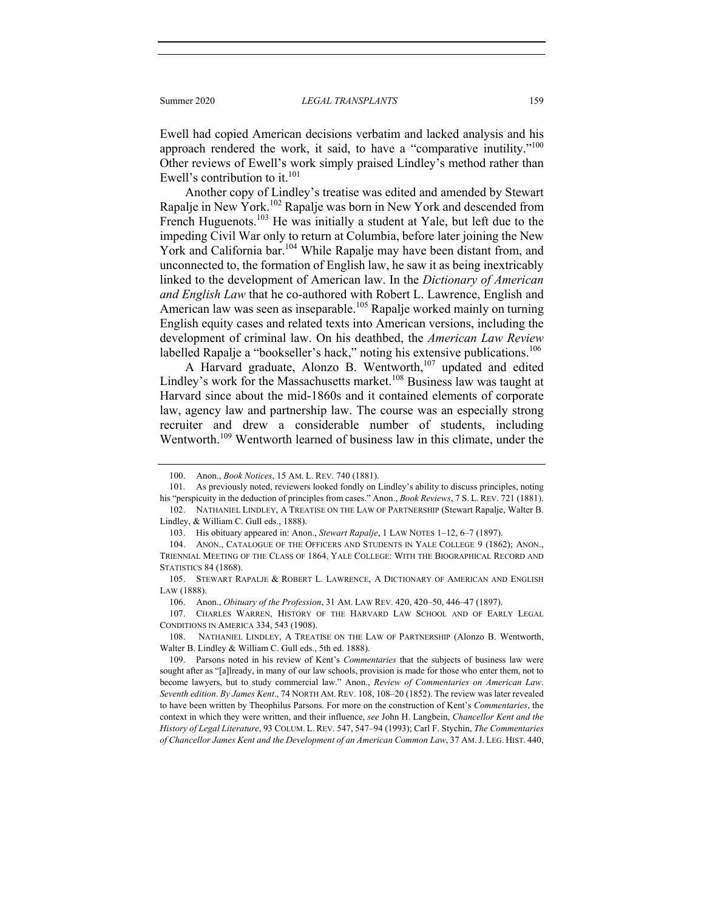Ewell had copied American decisions verbatim and lacked analysis and his approach rendered the work, it said, to have a "comparative inutility."[100] Other reviews of Ewell's work simply praised Lindley's method rather than Ewell's contribution to it.[101]

Another copy of Lindley's treatise was edited and amended by Stewart Rapalje in New York.[102] Rapalje was born in New York and descended from French Huguenots.[103] He was initially a student at Yale, but left due to the impeding Civil War only to return at Columbia, before later joining the New York and California bar.[104] While Rapalje may have been distant from, and unconnected to, the formation of English law, he saw it as being inextricably linked to the development of American law. In the *Dictionary of American and English Law* that he co-authored with Robert L. Lawrence, English and American law was seen as inseparable.[105] Rapalje worked mainly on turning English equity cases and related texts into American versions, including the development of criminal law. On his deathbed, the *American Law Review* labelled Rapalje a "bookseller's hack," noting his extensive publications.[106]

A Harvard graduate, Alonzo B. Wentworth,[107] updated and edited Lindley's work for the Massachusetts market.[108] Business law was taught at Harvard since about the mid-1860s and it contained elements of corporate law, agency law and partnership law. The course was an especially strong recruiter and drew a considerable number of students, including Wentworth.[109] Wentworth learned of business law in this climate, under the

---

100. Anon., *Book Notices*, 15 AM. L. REV. 740 (1881).

101. As previously noted, reviewers looked fondly on Lindley's ability to discuss principles, noting his "perspicuity in the deduction of principles from cases." Anon., *Book Reviews*, 7 S. L. REV. 721 (1881).

102. NATHANIEL LINDLEY, A TREATISE ON THE LAW OF PARTNERSHIP (Stewart Rapalje, Walter B. Lindley, & William C. Gull eds., 1888).

103. His obituary appeared in: Anon., *Stewart Rapalje*, 1 LAW NOTES 1–12, 6–7 (1897).

104. ANON., CATALOGUE OF THE OFFICERS AND STUDENTS IN YALE COLLEGE 9 (1862); ANON., TRIENNIAL MEETING OF THE CLASS OF 1864, YALE COLLEGE: WITH THE BIOGRAPHICAL RECORD AND STATISTICS 84 (1868).

105. STEWART RAPALJE & ROBERT L. LAWRENCE, A DICTIONARY OF AMERICAN AND ENGLISH LAW (1888).

106. Anon., *Obituary of the Profession*, 31 AM. LAW REV. 420, 420–50, 446–47 (1897).

107. CHARLES WARREN, HISTORY OF THE HARVARD LAW SCHOOL AND OF EARLY LEGAL CONDITIONS IN AMERICA 334, 543 (1908).

108. NATHANIEL LINDLEY, A TREATISE ON THE LAW OF PARTNERSHIP (Alonzo B. Wentworth, Walter B. Lindley & William C. Gull eds., 5th ed. 1888).

109. Parsons noted in his review of Kent's *Commentaries* that the subjects of business law were sought after as "[a]lready, in many of our law schools, provision is made for those who enter them, not to become lawyers, but to study commercial law." Anon., *Review of Commentaries on American Law*. *Seventh edition*. *By James Kent*., 74 NORTH AM. REV. 108, 108–20 (1852). The review was later revealed to have been written by Theophilus Parsons. For more on the construction of Kent's *Commentaries*, the context in which they were written, and their influence, *see* John H. Langbein, *Chancellor Kent and the History of Legal Literature*, 93 COLUM. L. REV. 547, 547–94 (1993); Carl F. Stychin, *The Commentaries of Chancellor James Kent and the Development of an American Common Law*, 37 AM. J. LEG. HIST. 440,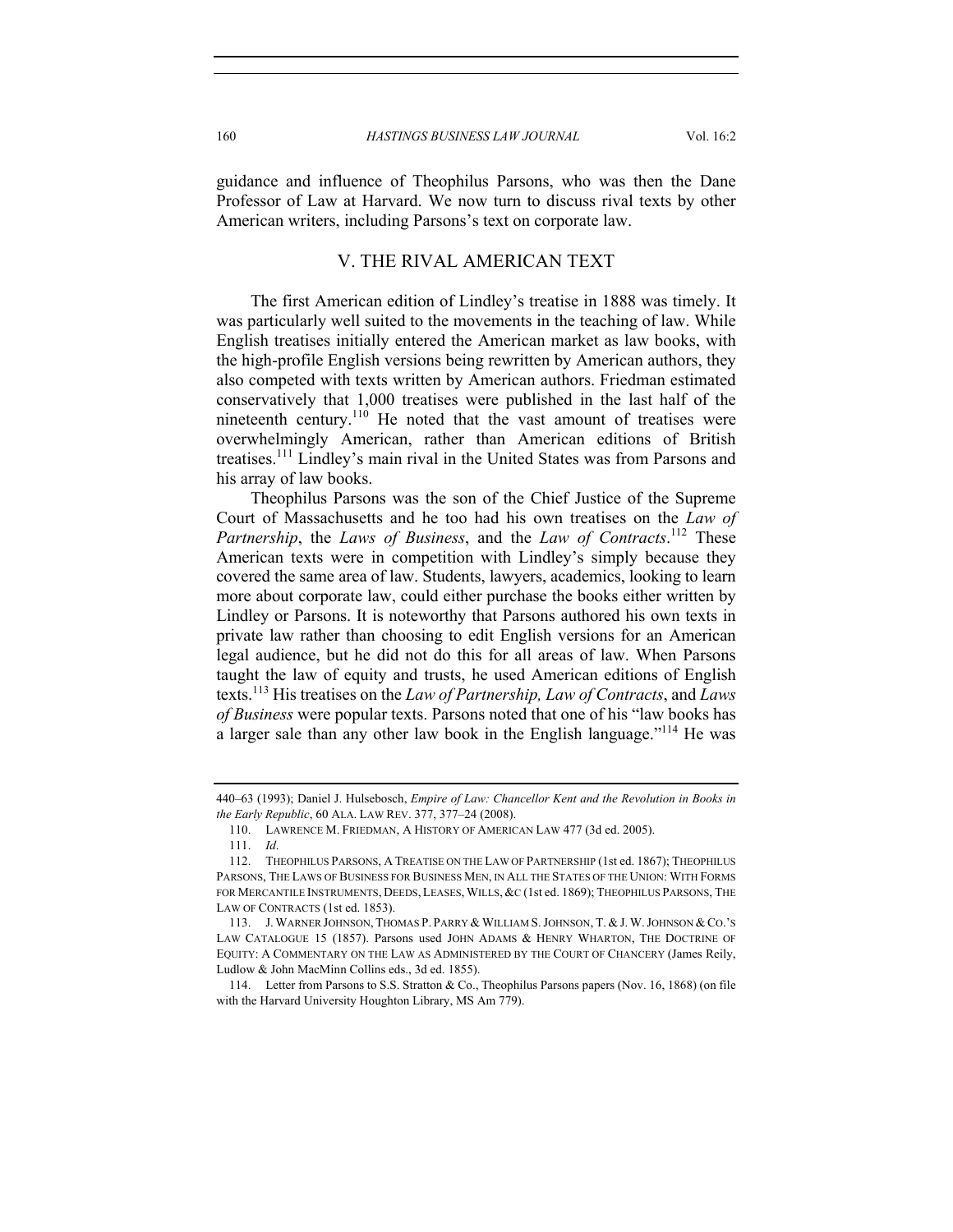guidance and influence of Theophilus Parsons, who was then the Dane Professor of Law at Harvard. We now turn to discuss rival texts by other American writers, including Parsons's text on corporate law.

## V. THE RIVAL AMERICAN TEXT

The first American edition of Lindley's treatise in 1888 was timely. It was particularly well suited to the movements in the teaching of law. While English treatises initially entered the American market as law books, with the high-profile English versions being rewritten by American authors, they also competed with texts written by American authors. Friedman estimated conservatively that 1,000 treatises were published in the last half of the nineteenth century.[110] He noted that the vast amount of treatises were overwhelmingly American, rather than American editions of British treatises.[111] Lindley's main rival in the United States was from Parsons and his array of law books.

Theophilus Parsons was the son of the Chief Justice of the Supreme Court of Massachusetts and he too had his own treatises on the *Law of Partnership*, the *Laws of Business*, and the *Law of Contracts*.[112] These American texts were in competition with Lindley's simply because they covered the same area of law. Students, lawyers, academics, looking to learn more about corporate law, could either purchase the books either written by Lindley or Parsons. It is noteworthy that Parsons authored his own texts in private law rather than choosing to edit English versions for an American legal audience, but he did not do this for all areas of law. When Parsons taught the law of equity and trusts, he used American editions of English texts.[113] His treatises on the *Law of Partnership, Law of Contracts*, and *Laws of Business* were popular texts. Parsons noted that one of his "law books has a larger sale than any other law book in the English language."[114] He was

---

440–63 (1993); Daniel J. Hulsebosch, *Empire of Law: Chancellor Kent and the Revolution in Books in the Early Republic*, 60 ALA. LAW REV. 377, 377–24 (2008).

110. LAWRENCE M. FRIEDMAN, A HISTORY OF AMERICAN LAW 477 (3d ed. 2005).

111. *Id*.

112. THEOPHILUS PARSONS, A TREATISE ON THE LAW OF PARTNERSHIP (1st ed. 1867); THEOPHILUS PARSONS, THE LAWS OF BUSINESS FOR BUSINESS MEN, IN ALL THE STATES OF THE UNION: WITH FORMS FOR MERCANTILE INSTRUMENTS, DEEDS, LEASES, WILLS, &C (1st ed. 1869); THEOPHILUS PARSONS, THE LAW OF CONTRACTS (1st ed. 1853).

113. J. WARNER JOHNSON, THOMAS P. PARRY & WILLIAM S. JOHNSON, T. & J. W. JOHNSON & CO.'S LAW CATALOGUE 15 (1857). Parsons used JOHN ADAMS & HENRY WHARTON, THE DOCTRINE OF EQUITY: A COMMENTARY ON THE LAW AS ADMINISTERED BY THE COURT OF CHANCERY (James Reily, Ludlow & John MacMinn Collins eds., 3d ed. 1855).

114. Letter from Parsons to S.S. Stratton & Co., Theophilus Parsons papers (Nov. 16, 1868) (on file with the Harvard University Houghton Library, MS Am 779).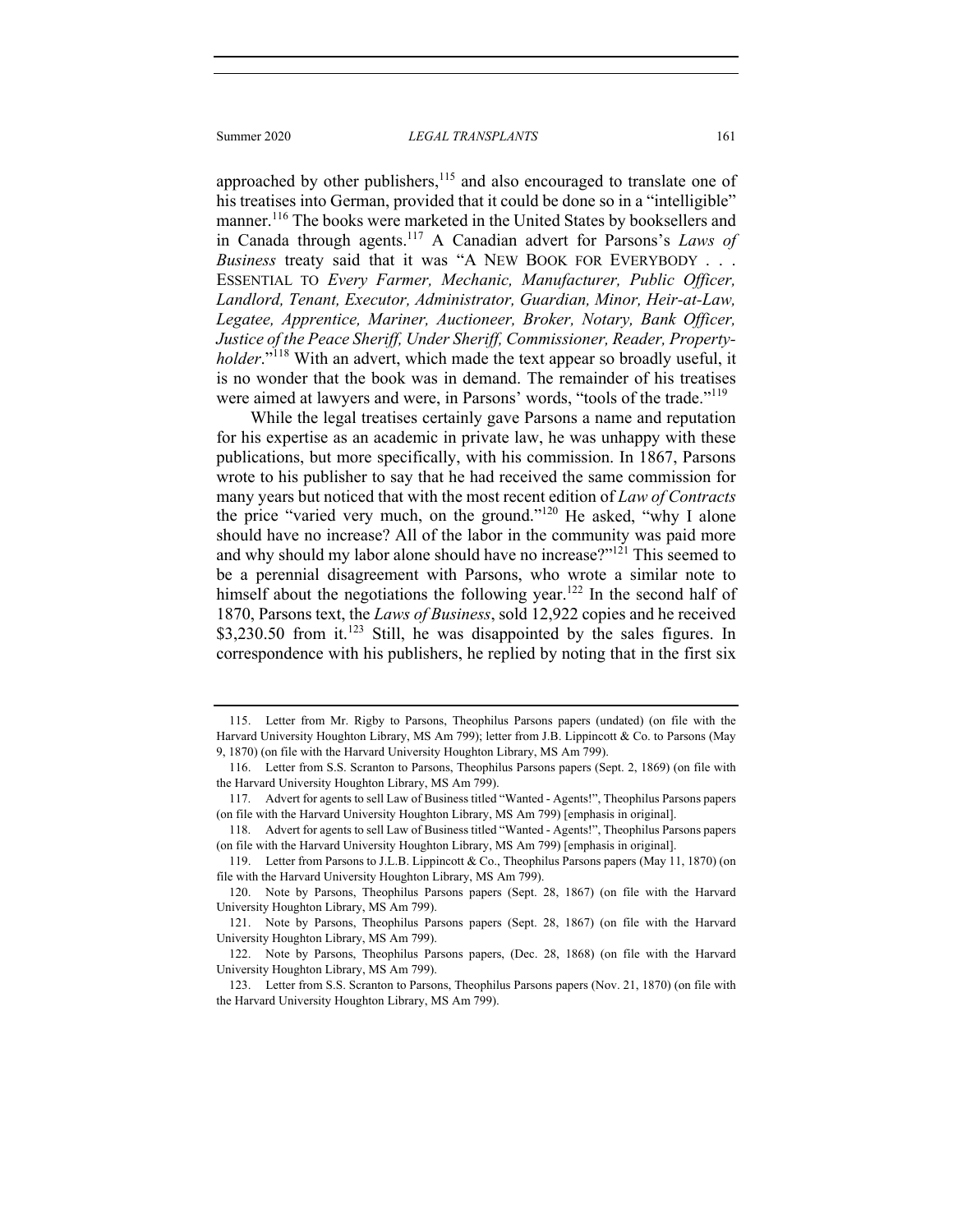approached by other publishers,[115] and also encouraged to translate one of his treatises into German, provided that it could be done so in a "intelligible" manner.[116] The books were marketed in the United States by booksellers and in Canada through agents.[117] A Canadian advert for Parsons's *Laws of Business* treaty said that it was "A NEW BOOK FOR EVERYBODY . . . ESSENTIAL TO *Every Farmer, Mechanic, Manufacturer, Public Officer, Landlord, Tenant, Executor, Administrator, Guardian, Minor, Heir-at-Law, Legatee, Apprentice, Mariner, Auctioneer, Broker, Notary, Bank Officer, Justice of the Peace Sheriff, Under Sheriff, Commissioner, Reader, Property-holder*."[118] With an advert, which made the text appear so broadly useful, it is no wonder that the book was in demand. The remainder of his treatises were aimed at lawyers and were, in Parsons' words, "tools of the trade."[119]

While the legal treatises certainly gave Parsons a name and reputation for his expertise as an academic in private law, he was unhappy with these publications, but more specifically, with his commission. In 1867, Parsons wrote to his publisher to say that he had received the same commission for many years but noticed that with the most recent edition of *Law of Contracts* the price "varied very much, on the ground."[120] He asked, "why I alone should have no increase? All of the labor in the community was paid more and why should my labor alone should have no increase?"[121] This seemed to be a perennial disagreement with Parsons, who wrote a similar note to himself about the negotiations the following year.[122] In the second half of 1870, Parsons text, the *Laws of Business*, sold 12,922 copies and he received $3,230.50 from it.[123] Still, he was disappointed by the sales figures. In correspondence with his publishers, he replied by noting that in the first six

---

115. Letter from Mr. Rigby to Parsons, Theophilus Parsons papers (undated) (on file with the Harvard University Houghton Library, MS Am 799); letter from J.B. Lippincott & Co. to Parsons (May 9, 1870) (on file with the Harvard University Houghton Library, MS Am 799).

116. Letter from S.S. Scranton to Parsons, Theophilus Parsons papers (Sept. 2, 1869) (on file with the Harvard University Houghton Library, MS Am 799).

117. Advert for agents to sell Law of Business titled "Wanted - Agents!", Theophilus Parsons papers (on file with the Harvard University Houghton Library, MS Am 799) [emphasis in original].

118. Advert for agents to sell Law of Business titled "Wanted - Agents!", Theophilus Parsons papers (on file with the Harvard University Houghton Library, MS Am 799) [emphasis in original].

119. Letter from Parsons to J.L.B. Lippincott & Co., Theophilus Parsons papers (May 11, 1870) (on file with the Harvard University Houghton Library, MS Am 799).

120. Note by Parsons, Theophilus Parsons papers (Sept. 28, 1867) (on file with the Harvard University Houghton Library, MS Am 799).

121. Note by Parsons, Theophilus Parsons papers (Sept. 28, 1867) (on file with the Harvard University Houghton Library, MS Am 799).

122. Note by Parsons, Theophilus Parsons papers, (Dec. 28, 1868) (on file with the Harvard University Houghton Library, MS Am 799).

123. Letter from S.S. Scranton to Parsons, Theophilus Parsons papers (Nov. 21, 1870) (on file with the Harvard University Houghton Library, MS Am 799).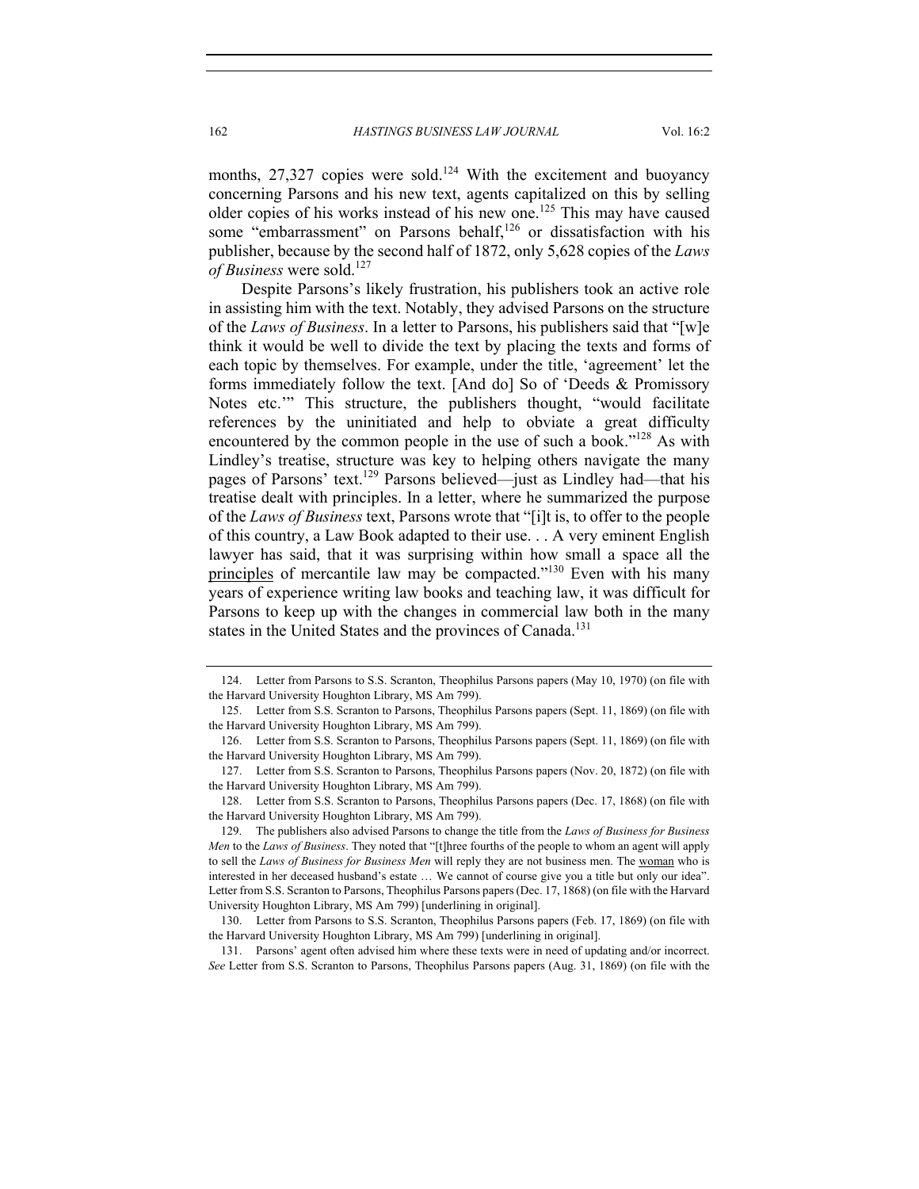months, 27,327 copies were sold.[124] With the excitement and buoyancy concerning Parsons and his new text, agents capitalized on this by selling older copies of his works instead of his new one.[125] This may have caused some "embarrassment" on Parsons behalf,[126] or dissatisfaction with his publisher, because by the second half of 1872, only 5,628 copies of the *Laws of Business* were sold.[127]

Despite Parsons's likely frustration, his publishers took an active role in assisting him with the text. Notably, they advised Parsons on the structure of the *Laws of Business*. In a letter to Parsons, his publishers said that "[w]e think it would be well to divide the text by placing the texts and forms of each topic by themselves. For example, under the title, 'agreement' let the forms immediately follow the text. [And do] So of 'Deeds & Promissory Notes etc.'" This structure, the publishers thought, "would facilitate references by the uninitiated and help to obviate a great difficulty encountered by the common people in the use of such a book."[128] As with Lindley's treatise, structure was key to helping others navigate the many pages of Parsons' text.[129] Parsons believed—just as Lindley had—that his treatise dealt with principles. In a letter, where he summarized the purpose of the *Laws of Business* text, Parsons wrote that "[i]t is, to offer to the people of this country, a Law Book adapted to their use. . . A very eminent English lawyer has said, that it was surprising within how small a space all the <u>principles</u> of mercantile law may be compacted."[130] Even with his many years of experience writing law books and teaching law, it was difficult for Parsons to keep up with the changes in commercial law both in the many states in the United States and the provinces of Canada.[131]

---

124. Letter from Parsons to S.S. Scranton, Theophilus Parsons papers (May 10, 1970) (on file with the Harvard University Houghton Library, MS Am 799).

125. Letter from S.S. Scranton to Parsons, Theophilus Parsons papers (Sept. 11, 1869) (on file with the Harvard University Houghton Library, MS Am 799).

126. Letter from S.S. Scranton to Parsons, Theophilus Parsons papers (Sept. 11, 1869) (on file with the Harvard University Houghton Library, MS Am 799).

127. Letter from S.S. Scranton to Parsons, Theophilus Parsons papers (Nov. 20, 1872) (on file with the Harvard University Houghton Library, MS Am 799).

128. Letter from S.S. Scranton to Parsons, Theophilus Parsons papers (Dec. 17, 1868) (on file with the Harvard University Houghton Library, MS Am 799).

129. The publishers also advised Parsons to change the title from the *Laws of Business for Business Men* to the *Laws of Business*. They noted that "[t]hree fourths of the people to whom an agent will apply to sell the *Laws of Business for Business Men* will reply they are not business men. The <u>woman</u> who is interested in her deceased husband's estate … We cannot of course give you a title but only our idea". Letter from S.S. Scranton to Parsons, Theophilus Parsons papers (Dec. 17, 1868) (on file with the Harvard University Houghton Library, MS Am 799) [underlining in original].

130. Letter from Parsons to S.S. Scranton, Theophilus Parsons papers (Feb. 17, 1869) (on file with the Harvard University Houghton Library, MS Am 799) [underlining in original].

131. Parsons' agent often advised him where these texts were in need of updating and/or incorrect. *See* Letter from S.S. Scranton to Parsons, Theophilus Parsons papers (Aug. 31, 1869) (on file with the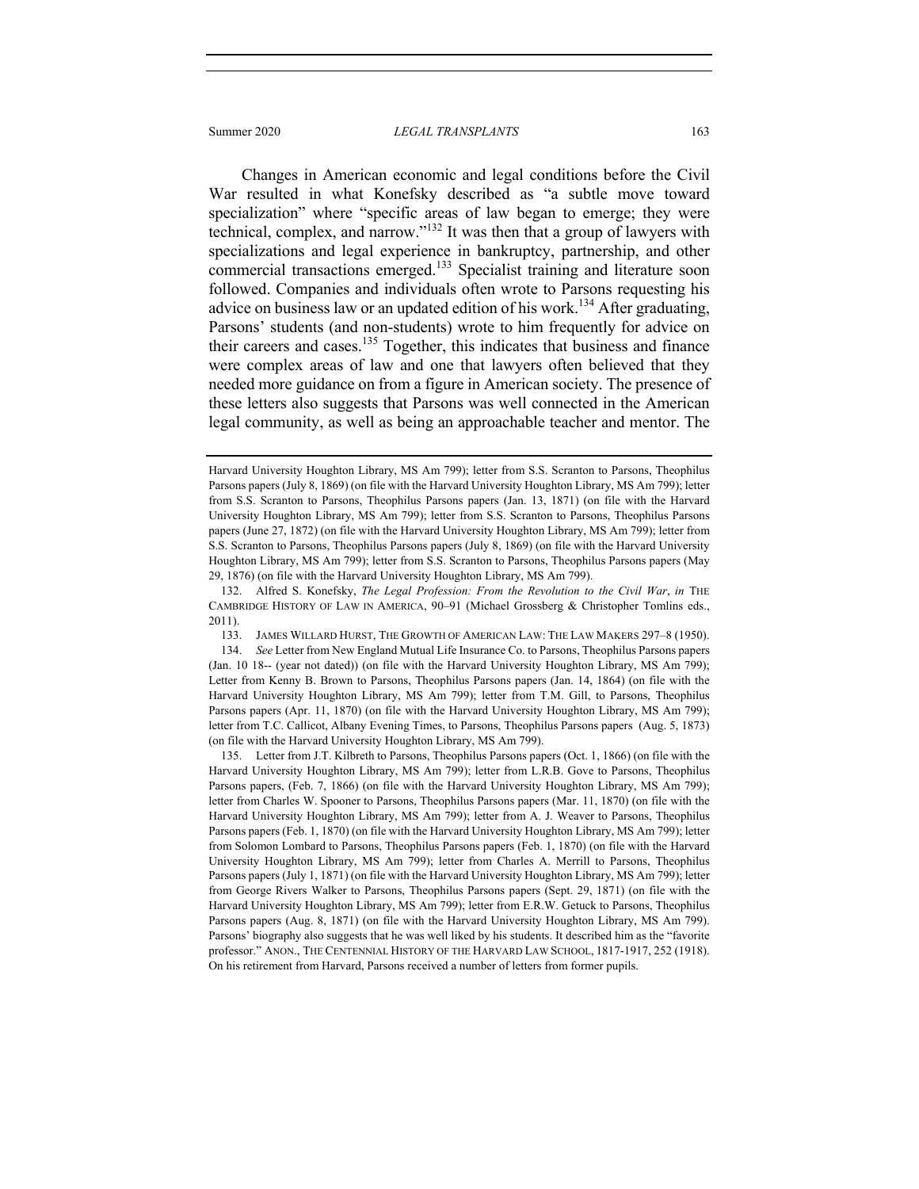Changes in American economic and legal conditions before the Civil War resulted in what Konefsky described as "a subtle move toward specialization" where "specific areas of law began to emerge; they were technical, complex, and narrow."[132] It was then that a group of lawyers with specializations and legal experience in bankruptcy, partnership, and other commercial transactions emerged.[133] Specialist training and literature soon followed. Companies and individuals often wrote to Parsons requesting his advice on business law or an updated edition of his work.[134] After graduating, Parsons' students (and non-students) wrote to him frequently for advice on their careers and cases.[135] Together, this indicates that business and finance were complex areas of law and one that lawyers often believed that they needed more guidance on from a figure in American society. The presence of these letters also suggests that Parsons was well connected in the American legal community, as well as being an approachable teacher and mentor. The

---

Harvard University Houghton Library, MS Am 799); letter from S.S. Scranton to Parsons, Theophilus Parsons papers (July 8, 1869) (on file with the Harvard University Houghton Library, MS Am 799); letter from S.S. Scranton to Parsons, Theophilus Parsons papers (Jan. 13, 1871) (on file with the Harvard University Houghton Library, MS Am 799); letter from S.S. Scranton to Parsons, Theophilus Parsons papers (June 27, 1872) (on file with the Harvard University Houghton Library, MS Am 799); letter from S.S. Scranton to Parsons, Theophilus Parsons papers (July 8, 1869) (on file with the Harvard University Houghton Library, MS Am 799); letter from S.S. Scranton to Parsons, Theophilus Parsons papers (May 29, 1876) (on file with the Harvard University Houghton Library, MS Am 799).

132. Alfred S. Konefsky, *The Legal Profession: From the Revolution to the Civil War*, *in* THE CAMBRIDGE HISTORY OF LAW IN AMERICA, 90–91 (Michael Grossberg & Christopher Tomlins eds., 2011).

133. JAMES WILLARD HURST, THE GROWTH OF AMERICAN LAW: THE LAW MAKERS 297–8 (1950).

134. *See* Letter from New England Mutual Life Insurance Co. to Parsons, Theophilus Parsons papers (Jan. 10 18-- (year not dated)) (on file with the Harvard University Houghton Library, MS Am 799); Letter from Kenny B. Brown to Parsons, Theophilus Parsons papers (Jan. 14, 1864) (on file with the Harvard University Houghton Library, MS Am 799); letter from T.M. Gill, to Parsons, Theophilus Parsons papers (Apr. 11, 1870) (on file with the Harvard University Houghton Library, MS Am 799); letter from T.C. Callicot, Albany Evening Times, to Parsons, Theophilus Parsons papers (Aug. 5, 1873) (on file with the Harvard University Houghton Library, MS Am 799).

135. Letter from J.T. Kilbreth to Parsons, Theophilus Parsons papers (Oct. 1, 1866) (on file with the Harvard University Houghton Library, MS Am 799); letter from L.R.B. Gove to Parsons, Theophilus Parsons papers, (Feb. 7, 1866) (on file with the Harvard University Houghton Library, MS Am 799); letter from Charles W. Spooner to Parsons, Theophilus Parsons papers (Mar. 11, 1870) (on file with the Harvard University Houghton Library, MS Am 799); letter from A. J. Weaver to Parsons, Theophilus Parsons papers (Feb. 1, 1870) (on file with the Harvard University Houghton Library, MS Am 799); letter from Solomon Lombard to Parsons, Theophilus Parsons papers (Feb. 1, 1870) (on file with the Harvard University Houghton Library, MS Am 799); letter from Charles A. Merrill to Parsons, Theophilus Parsons papers (July 1, 1871) (on file with the Harvard University Houghton Library, MS Am 799); letter from George Rivers Walker to Parsons, Theophilus Parsons papers (Sept. 29, 1871) (on file with the Harvard University Houghton Library, MS Am 799); letter from E.R.W. Getuck to Parsons, Theophilus Parsons papers (Aug. 8, 1871) (on file with the Harvard University Houghton Library, MS Am 799). Parsons' biography also suggests that he was well liked by his students. It described him as the "favorite professor." ANON., THE CENTENNIAL HISTORY OF THE HARVARD LAW SCHOOL, 1817-1917, 252 (1918). On his retirement from Harvard, Parsons received a number of letters from former pupils.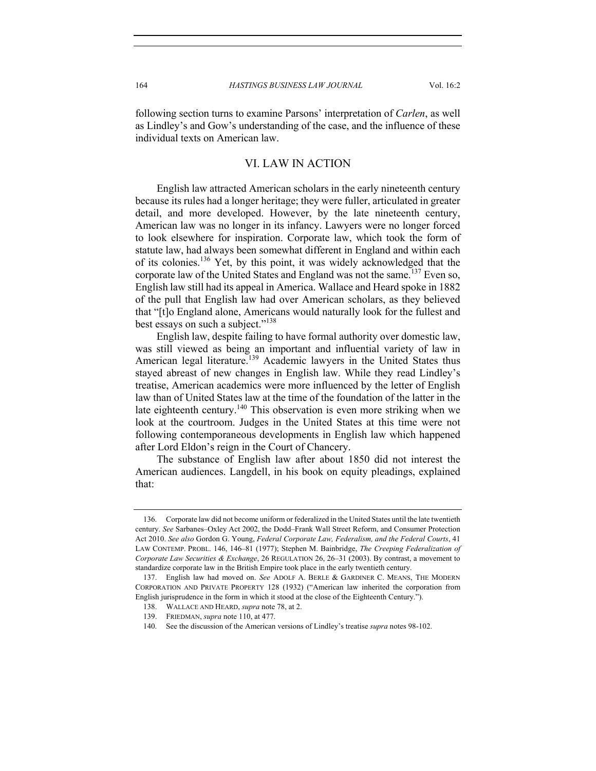following section turns to examine Parsons' interpretation of *Carlen*, as well as Lindley's and Gow's understanding of the case, and the influence of these individual texts on American law.

## VI. LAW IN ACTION

English law attracted American scholars in the early nineteenth century because its rules had a longer heritage; they were fuller, articulated in greater detail, and more developed. However, by the late nineteenth century, American law was no longer in its infancy. Lawyers were no longer forced to look elsewhere for inspiration. Corporate law, which took the form of statute law, had always been somewhat different in England and within each of its colonies.[136] Yet, by this point, it was widely acknowledged that the corporate law of the United States and England was not the same.[137] Even so, English law still had its appeal in America. Wallace and Heard spoke in 1882 of the pull that English law had over American scholars, as they believed that "[t]o England alone, Americans would naturally look for the fullest and best essays on such a subject."[138]

English law, despite failing to have formal authority over domestic law, was still viewed as being an important and influential variety of law in American legal literature.[139] Academic lawyers in the United States thus stayed abreast of new changes in English law. While they read Lindley's treatise, American academics were more influenced by the letter of English law than of United States law at the time of the foundation of the latter in the late eighteenth century.[140] This observation is even more striking when we look at the courtroom. Judges in the United States at this time were not following contemporaneous developments in English law which happened after Lord Eldon's reign in the Court of Chancery.

The substance of English law after about 1850 did not interest the American audiences. Langdell, in his book on equity pleadings, explained that:

---

136. Corporate law did not become uniform or federalized in the United States until the late twentieth century. *See* Sarbanes–Oxley Act 2002, the Dodd–Frank Wall Street Reform, and Consumer Protection Act 2010. *See also* Gordon G. Young, *Federal Corporate Law, Federalism, and the Federal Courts*, 41 LAW CONTEMP. PROBL. 146, 146–81 (1977); Stephen M. Bainbridge, *The Creeping Federalization of Corporate Law Securities & Exchange*, 26 REGULATION 26, 26–31 (2003). By contrast, a movement to standardize corporate law in the British Empire took place in the early twentieth century.

137. English law had moved on. *See* ADOLF A. BERLE & GARDINER C. MEANS, THE MODERN CORPORATION AND PRIVATE PROPERTY 128 (1932) ("American law inherited the corporation from English jurisprudence in the form in which it stood at the close of the Eighteenth Century.").

138. WALLACE AND HEARD, *supra* note 78, at 2.

139. FRIEDMAN, *supra* note 110, at 477.

140. See the discussion of the American versions of Lindley's treatise *supra* notes 98-102.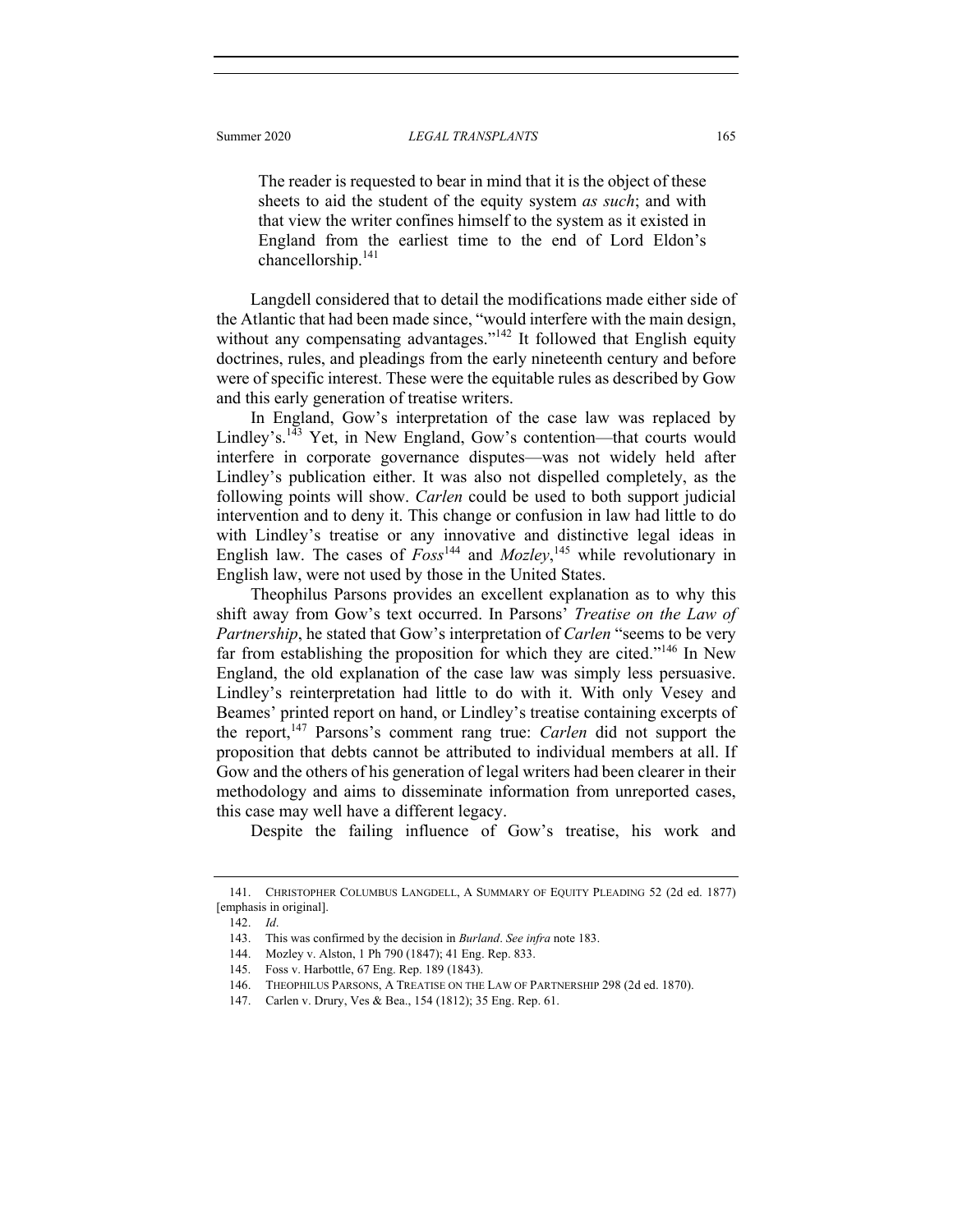> The reader is requested to bear in mind that it is the object of these sheets to aid the student of the equity system *as such*; and with that view the writer confines himself to the system as it existed in England from the earliest time to the end of Lord Eldon's chancellorship.[141]

Langdell considered that to detail the modifications made either side of the Atlantic that had been made since, "would interfere with the main design, without any compensating advantages."[142] It followed that English equity doctrines, rules, and pleadings from the early nineteenth century and before were of specific interest. These were the equitable rules as described by Gow and this early generation of treatise writers.

In England, Gow's interpretation of the case law was replaced by Lindley's.[143] Yet, in New England, Gow's contention—that courts would interfere in corporate governance disputes—was not widely held after Lindley's publication either. It was also not dispelled completely, as the following points will show. *Carlen* could be used to both support judicial intervention and to deny it. This change or confusion in law had little to do with Lindley's treatise or any innovative and distinctive legal ideas in English law. The cases of *Foss*[144] and *Mozley*,[145] while revolutionary in English law, were not used by those in the United States.

Theophilus Parsons provides an excellent explanation as to why this shift away from Gow's text occurred. In Parsons' *Treatise on the Law of Partnership*, he stated that Gow's interpretation of *Carlen* "seems to be very far from establishing the proposition for which they are cited."[146] In New England, the old explanation of the case law was simply less persuasive. Lindley's reinterpretation had little to do with it. With only Vesey and Beames' printed report on hand, or Lindley's treatise containing excerpts of the report,[147] Parsons's comment rang true: *Carlen* did not support the proposition that debts cannot be attributed to individual members at all. If Gow and the others of his generation of legal writers had been clearer in their methodology and aims to disseminate information from unreported cases, this case may well have a different legacy.

Despite the failing influence of Gow's treatise, his work and

141. CHRISTOPHER COLUMBUS LANGDELL, A SUMMARY OF EQUITY PLEADING 52 (2d ed. 1877) [emphasis in original].

142. *Id*.

143. This was confirmed by the decision in *Burland*. *See infra* note 183.

144. Mozley v. Alston, 1 Ph 790 (1847); 41 Eng. Rep. 833.

145. Foss v. Harbottle, 67 Eng. Rep. 189 (1843).

146. THEOPHILUS PARSONS, A TREATISE ON THE LAW OF PARTNERSHIP 298 (2d ed. 1870).

147. Carlen v. Drury, Ves & Bea., 154 (1812); 35 Eng. Rep. 61.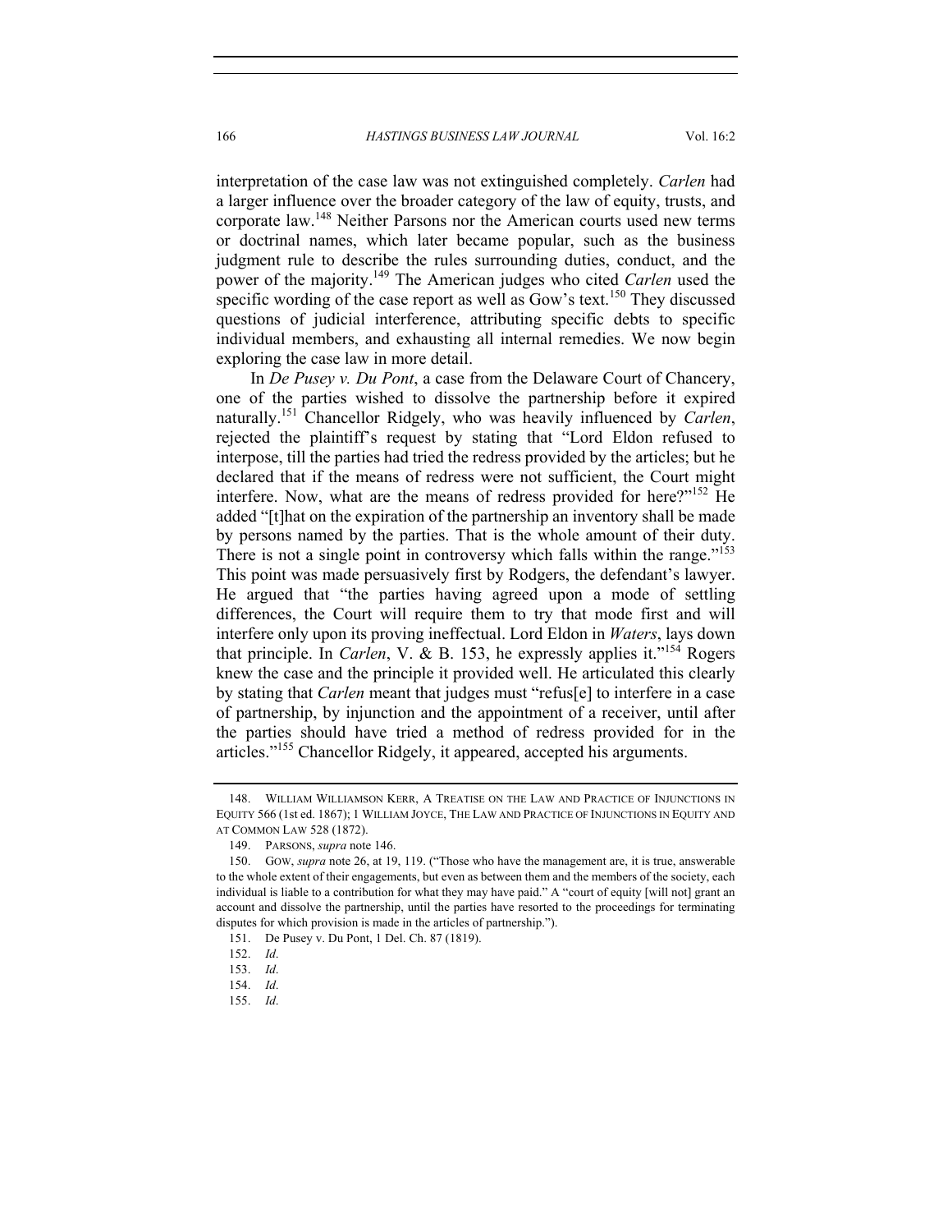interpretation of the case law was not extinguished completely. *Carlen* had a larger influence over the broader category of the law of equity, trusts, and corporate law.[148] Neither Parsons nor the American courts used new terms or doctrinal names, which later became popular, such as the business judgment rule to describe the rules surrounding duties, conduct, and the power of the majority.[149] The American judges who cited *Carlen* used the specific wording of the case report as well as Gow's text.[150] They discussed questions of judicial interference, attributing specific debts to specific individual members, and exhausting all internal remedies. We now begin exploring the case law in more detail.

In *De Pusey v. Du Pont*, a case from the Delaware Court of Chancery, one of the parties wished to dissolve the partnership before it expired naturally.[151] Chancellor Ridgely, who was heavily influenced by *Carlen*, rejected the plaintiff's request by stating that "Lord Eldon refused to interpose, till the parties had tried the redress provided by the articles; but he declared that if the means of redress were not sufficient, the Court might interfere. Now, what are the means of redress provided for here?"[152] He added "[t]hat on the expiration of the partnership an inventory shall be made by persons named by the parties. That is the whole amount of their duty. There is not a single point in controversy which falls within the range."[153] This point was made persuasively first by Rodgers, the defendant's lawyer. He argued that "the parties having agreed upon a mode of settling differences, the Court will require them to try that mode first and will interfere only upon its proving ineffectual. Lord Eldon in *Waters*, lays down that principle. In *Carlen*, V. & B. 153, he expressly applies it."[154] Rogers knew the case and the principle it provided well. He articulated this clearly by stating that *Carlen* meant that judges must "refus[e] to interfere in a case of partnership, by injunction and the appointment of a receiver, until after the parties should have tried a method of redress provided for in the articles."[155] Chancellor Ridgely, it appeared, accepted his arguments.

148. WILLIAM WILLIAMSON KERR, A TREATISE ON THE LAW AND PRACTICE OF INJUNCTIONS IN EQUITY 566 (1st ed. 1867); 1 WILLIAM JOYCE, THE LAW AND PRACTICE OF INJUNCTIONS IN EQUITY AND AT COMMON LAW 528 (1872).

149. PARSONS, *supra* note 146.

150. GOW, *supra* note 26, at 19, 119. ("Those who have the management are, it is true, answerable to the whole extent of their engagements, but even as between them and the members of the society, each individual is liable to a contribution for what they may have paid." A "court of equity [will not] grant an account and dissolve the partnership, until the parties have resorted to the proceedings for terminating disputes for which provision is made in the articles of partnership.").

151. De Pusey v. Du Pont, 1 Del. Ch. 87 (1819).

152. *Id*.

153. *Id*.

154. *Id*.

155. *Id*.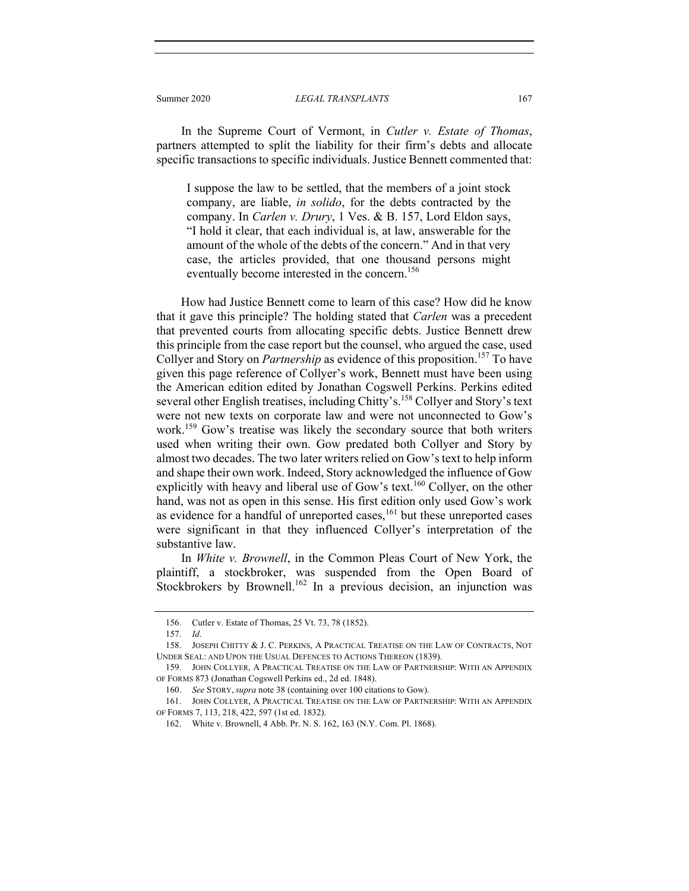In the Supreme Court of Vermont, in *Cutler v. Estate of Thomas*, partners attempted to split the liability for their firm's debts and allocate specific transactions to specific individuals. Justice Bennett commented that:

> I suppose the law to be settled, that the members of a joint stock company, are liable, *in solido*, for the debts contracted by the company. In *Carlen v. Drury*, 1 Ves. & B. 157, Lord Eldon says, "I hold it clear, that each individual is, at law, answerable for the amount of the whole of the debts of the concern." And in that very case, the articles provided, that one thousand persons might eventually become interested in the concern.[156]

How had Justice Bennett come to learn of this case? How did he know that it gave this principle? The holding stated that *Carlen* was a precedent that prevented courts from allocating specific debts. Justice Bennett drew this principle from the case report but the counsel, who argued the case, used Collyer and Story on *Partnership* as evidence of this proposition.[157] To have given this page reference of Collyer's work, Bennett must have been using the American edition edited by Jonathan Cogswell Perkins. Perkins edited several other English treatises, including Chitty's.[158] Collyer and Story's text were not new texts on corporate law and were not unconnected to Gow's work.[159] Gow's treatise was likely the secondary source that both writers used when writing their own. Gow predated both Collyer and Story by almost two decades. The two later writers relied on Gow's text to help inform and shape their own work. Indeed, Story acknowledged the influence of Gow explicitly with heavy and liberal use of Gow's text.[160] Collyer, on the other hand, was not as open in this sense. His first edition only used Gow's work as evidence for a handful of unreported cases,[161] but these unreported cases were significant in that they influenced Collyer's interpretation of the substantive law.

In *White v. Brownell*, in the Common Pleas Court of New York, the plaintiff, a stockbroker, was suspended from the Open Board of Stockbrokers by Brownell.[162] In a previous decision, an injunction was

---

156. Cutler v. Estate of Thomas, 25 Vt. 73, 78 (1852).

157. *Id*.

158. JOSEPH CHITTY & J. C. PERKINS, A PRACTICAL TREATISE ON THE LAW OF CONTRACTS, NOT UNDER SEAL: AND UPON THE USUAL DEFENCES TO ACTIONS THEREON (1839).

159. JOHN COLLYER, A PRACTICAL TREATISE ON THE LAW OF PARTNERSHIP: WITH AN APPENDIX OF FORMS 873 (Jonathan Cogswell Perkins ed., 2d ed. 1848).

160. *See* STORY, *supra* note 38 (containing over 100 citations to Gow).

161. JOHN COLLYER, A PRACTICAL TREATISE ON THE LAW OF PARTNERSHIP: WITH AN APPENDIX OF FORMS 7, 113, 218, 422, 597 (1st ed. 1832).

162. White v. Brownell, 4 Abb. Pr. N. S. 162, 163 (N.Y. Com. Pl. 1868).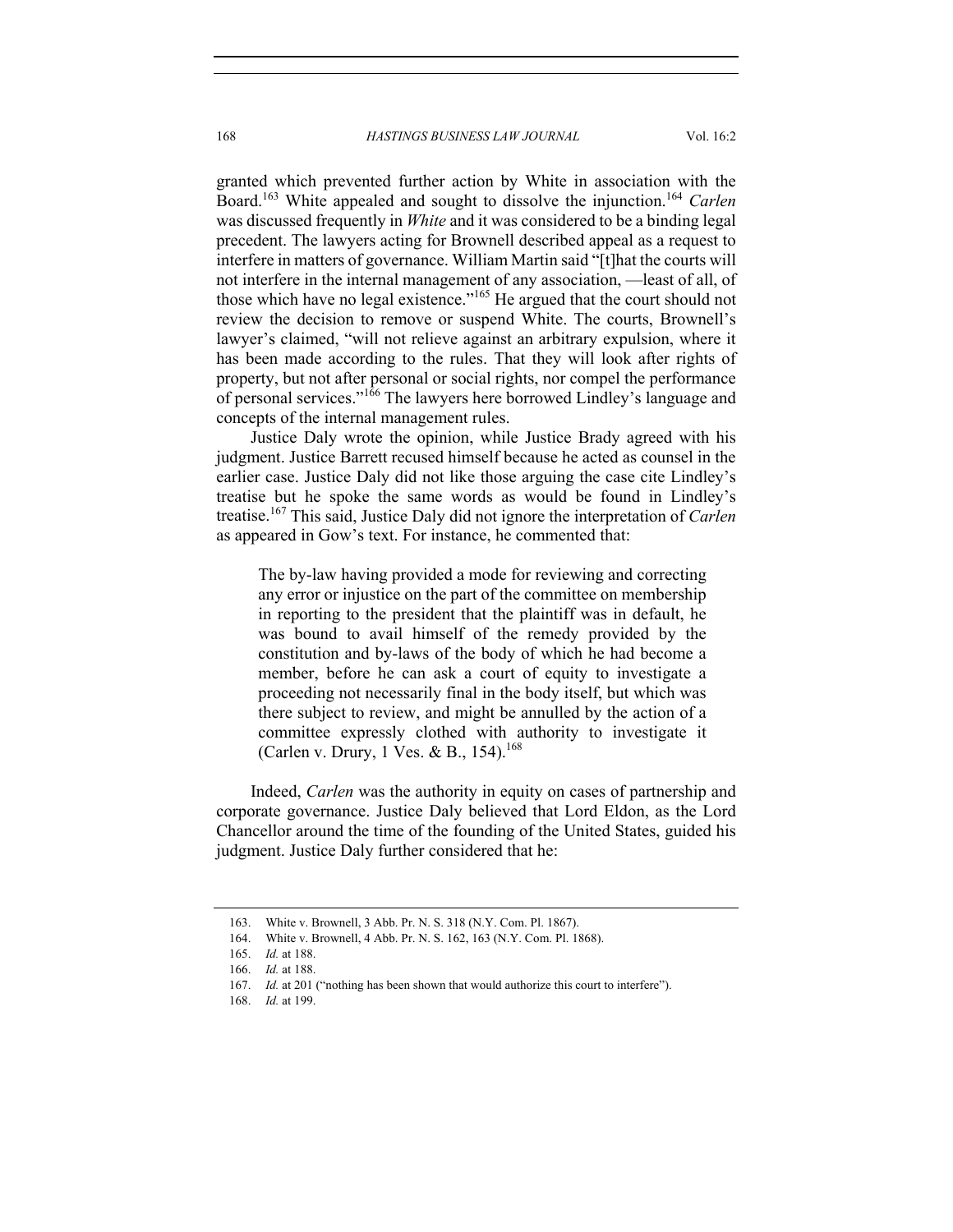granted which prevented further action by White in association with the Board.[163] White appealed and sought to dissolve the injunction.[164] *Carlen* was discussed frequently in *White* and it was considered to be a binding legal precedent. The lawyers acting for Brownell described appeal as a request to interfere in matters of governance. William Martin said "[t]hat the courts will not interfere in the internal management of any association, —least of all, of those which have no legal existence."[165] He argued that the court should not review the decision to remove or suspend White. The courts, Brownell's lawyer's claimed, "will not relieve against an arbitrary expulsion, where it has been made according to the rules. That they will look after rights of property, but not after personal or social rights, nor compel the performance of personal services."[166] The lawyers here borrowed Lindley's language and concepts of the internal management rules.

Justice Daly wrote the opinion, while Justice Brady agreed with his judgment. Justice Barrett recused himself because he acted as counsel in the earlier case. Justice Daly did not like those arguing the case cite Lindley's treatise but he spoke the same words as would be found in Lindley's treatise.[167] This said, Justice Daly did not ignore the interpretation of *Carlen* as appeared in Gow's text. For instance, he commented that:

> The by-law having provided a mode for reviewing and correcting any error or injustice on the part of the committee on membership in reporting to the president that the plaintiff was in default, he was bound to avail himself of the remedy provided by the constitution and by-laws of the body of which he had become a member, before he can ask a court of equity to investigate a proceeding not necessarily final in the body itself, but which was there subject to review, and might be annulled by the action of a committee expressly clothed with authority to investigate it (Carlen v. Drury, 1 Ves. & B., 154).[168]

Indeed, *Carlen* was the authority in equity on cases of partnership and corporate governance. Justice Daly believed that Lord Eldon, as the Lord Chancellor around the time of the founding of the United States, guided his judgment. Justice Daly further considered that he:

---

163. White v. Brownell, 3 Abb. Pr. N. S. 318 (N.Y. Com. Pl. 1867).
164. White v. Brownell, 4 Abb. Pr. N. S. 162, 163 (N.Y. Com. Pl. 1868).
165. *Id.* at 188.
166. *Id.* at 188.
167. *Id.* at 201 ("nothing has been shown that would authorize this court to interfere").
168. *Id.* at 199.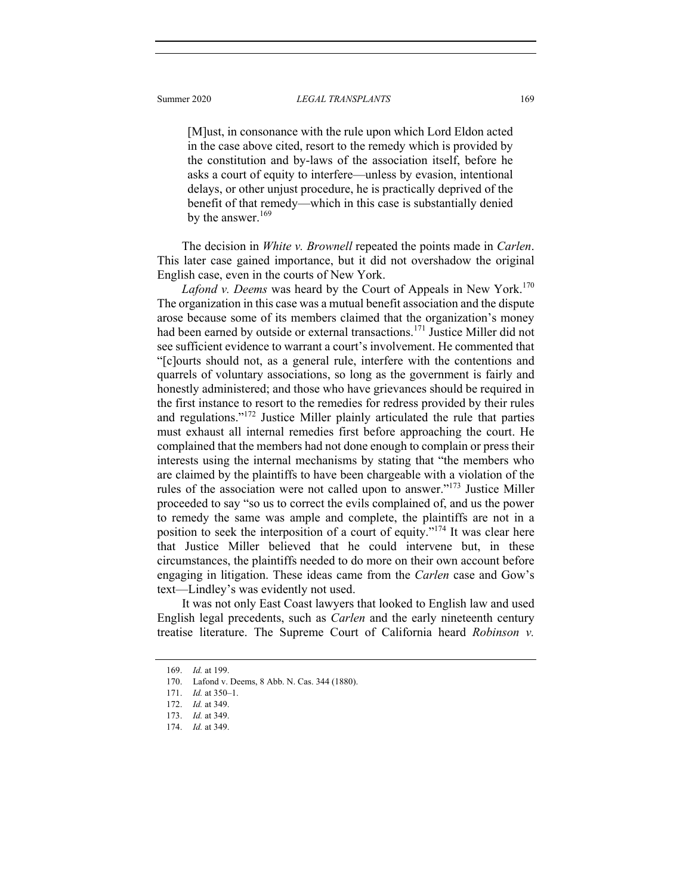> [M]ust, in consonance with the rule upon which Lord Eldon acted in the case above cited, resort to the remedy which is provided by the constitution and by-laws of the association itself, before he asks a court of equity to interfere—unless by evasion, intentional delays, or other unjust procedure, he is practically deprived of the benefit of that remedy—which in this case is substantially denied by the answer.[169]

The decision in *White v. Brownell* repeated the points made in *Carlen*. This later case gained importance, but it did not overshadow the original English case, even in the courts of New York.

*Lafond v. Deems* was heard by the Court of Appeals in New York.[170] The organization in this case was a mutual benefit association and the dispute arose because some of its members claimed that the organization's money had been earned by outside or external transactions.[171] Justice Miller did not see sufficient evidence to warrant a court's involvement. He commented that "[c]ourts should not, as a general rule, interfere with the contentions and quarrels of voluntary associations, so long as the government is fairly and honestly administered; and those who have grievances should be required in the first instance to resort to the remedies for redress provided by their rules and regulations."[172] Justice Miller plainly articulated the rule that parties must exhaust all internal remedies first before approaching the court. He complained that the members had not done enough to complain or press their interests using the internal mechanisms by stating that "the members who are claimed by the plaintiffs to have been chargeable with a violation of the rules of the association were not called upon to answer."[173] Justice Miller proceeded to say "so us to correct the evils complained of, and us the power to remedy the same was ample and complete, the plaintiffs are not in a position to seek the interposition of a court of equity."[174] It was clear here that Justice Miller believed that he could intervene but, in these circumstances, the plaintiffs needed to do more on their own account before engaging in litigation. These ideas came from the *Carlen* case and Gow's text—Lindley's was evidently not used.

It was not only East Coast lawyers that looked to English law and used English legal precedents, such as *Carlen* and the early nineteenth century treatise literature. The Supreme Court of California heard *Robinson v.*

---

169. *Id.* at 199.

170. Lafond v. Deems, 8 Abb. N. Cas. 344 (1880).

171. *Id.* at 350–1.

172. *Id.* at 349.

173. *Id.* at 349.

174. *Id.* at 349.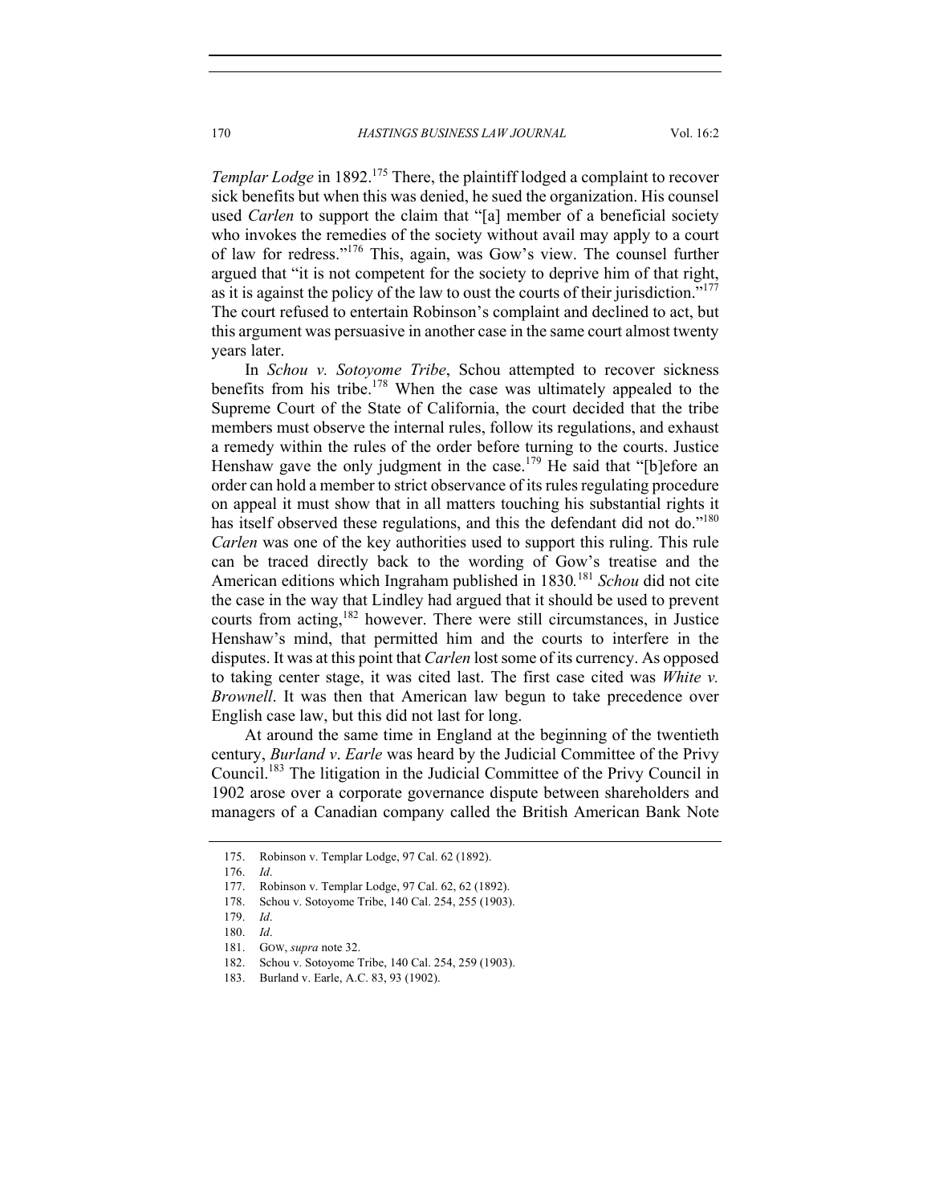*Templar Lodge* in 1892.[175] There, the plaintiff lodged a complaint to recover sick benefits but when this was denied, he sued the organization. His counsel used *Carlen* to support the claim that "[a] member of a beneficial society who invokes the remedies of the society without avail may apply to a court of law for redress."[176] This, again, was Gow's view. The counsel further argued that "it is not competent for the society to deprive him of that right, as it is against the policy of the law to oust the courts of their jurisdiction."[177] The court refused to entertain Robinson's complaint and declined to act, but this argument was persuasive in another case in the same court almost twenty years later.

In *Schou v. Sotoyome Tribe*, Schou attempted to recover sickness benefits from his tribe.[178] When the case was ultimately appealed to the Supreme Court of the State of California, the court decided that the tribe members must observe the internal rules, follow its regulations, and exhaust a remedy within the rules of the order before turning to the courts. Justice Henshaw gave the only judgment in the case.[179] He said that "[b]efore an order can hold a member to strict observance of its rules regulating procedure on appeal it must show that in all matters touching his substantial rights it has itself observed these regulations, and this the defendant did not do."[180] *Carlen* was one of the key authorities used to support this ruling. This rule can be traced directly back to the wording of Gow's treatise and the American editions which Ingraham published in 1830.[181] *Schou* did not cite the case in the way that Lindley had argued that it should be used to prevent courts from acting,[182] however. There were still circumstances, in Justice Henshaw's mind, that permitted him and the courts to interfere in the disputes. It was at this point that *Carlen* lost some of its currency. As opposed to taking center stage, it was cited last. The first case cited was *White v. Brownell*. It was then that American law begun to take precedence over English case law, but this did not last for long.

At around the same time in England at the beginning of the twentieth century, *Burland v. Earle* was heard by the Judicial Committee of the Privy Council.[183] The litigation in the Judicial Committee of the Privy Council in 1902 arose over a corporate governance dispute between shareholders and managers of a Canadian company called the British American Bank Note

175. Robinson v. Templar Lodge, 97 Cal. 62 (1892).

176. *Id*.

177. Robinson v. Templar Lodge, 97 Cal. 62, 62 (1892).

178. Schou v. Sotoyome Tribe, 140 Cal. 254, 255 (1903).

179. *Id*.

180. *Id*.

181. GOW, *supra* note 32.

182. Schou v. Sotoyome Tribe, 140 Cal. 254, 259 (1903).

183. Burland v. Earle, A.C. 83, 93 (1902).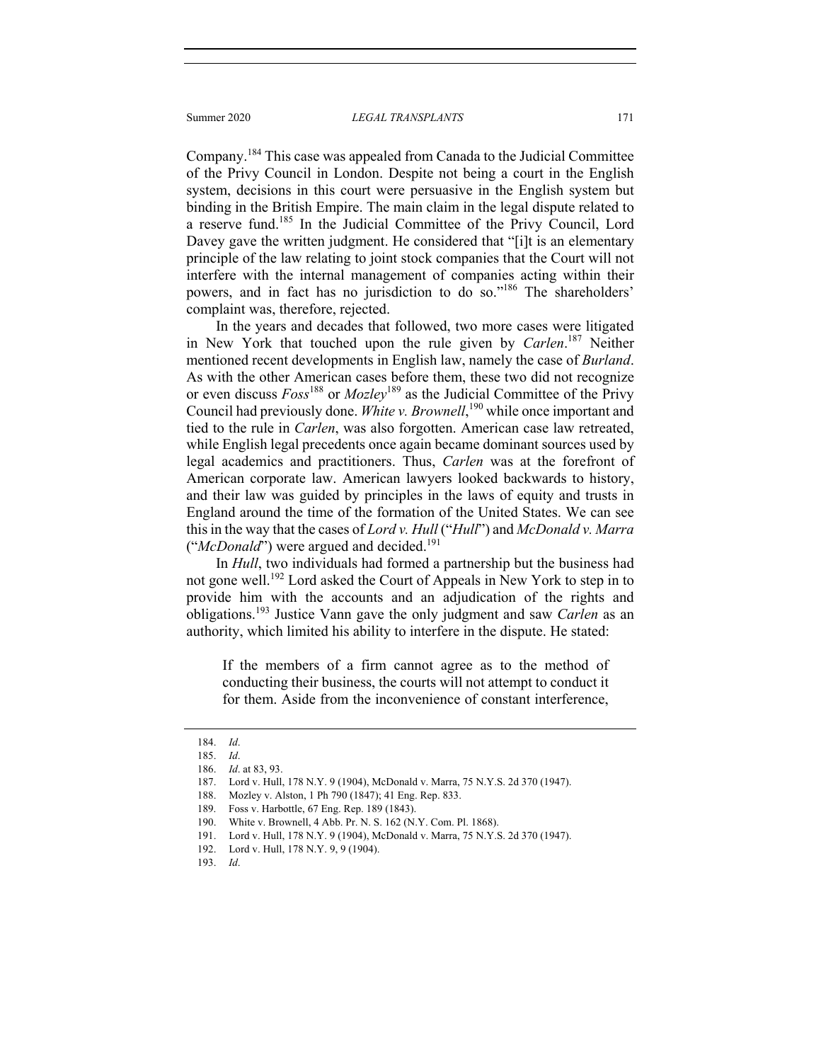Company.[184] This case was appealed from Canada to the Judicial Committee of the Privy Council in London. Despite not being a court in the English system, decisions in this court were persuasive in the English system but binding in the British Empire. The main claim in the legal dispute related to a reserve fund.[185] In the Judicial Committee of the Privy Council, Lord Davey gave the written judgment. He considered that "[i]t is an elementary principle of the law relating to joint stock companies that the Court will not interfere with the internal management of companies acting within their powers, and in fact has no jurisdiction to do so."[186] The shareholders' complaint was, therefore, rejected.

In the years and decades that followed, two more cases were litigated in New York that touched upon the rule given by *Carlen*.[187] Neither mentioned recent developments in English law, namely the case of *Burland*. As with the other American cases before them, these two did not recognize or even discuss *Foss*[188] or *Mozley*[189] as the Judicial Committee of the Privy Council had previously done. *White v. Brownell*,[190] while once important and tied to the rule in *Carlen*, was also forgotten. American case law retreated, while English legal precedents once again became dominant sources used by legal academics and practitioners. Thus, *Carlen* was at the forefront of American corporate law. American lawyers looked backwards to history, and their law was guided by principles in the laws of equity and trusts in England around the time of the formation of the United States. We can see this in the way that the cases of *Lord v. Hull* ("*Hull*") and *McDonald v. Marra* ("*McDonald*") were argued and decided.[191]

In *Hull*, two individuals had formed a partnership but the business had not gone well.[192] Lord asked the Court of Appeals in New York to step in to provide him with the accounts and an adjudication of the rights and obligations.[193] Justice Vann gave the only judgment and saw *Carlen* as an authority, which limited his ability to interfere in the dispute. He stated:

> If the members of a firm cannot agree as to the method of conducting their business, the courts will not attempt to conduct it for them. Aside from the inconvenience of constant interference,

---

184. *Id*.
185. *Id*.
186. *Id*. at 83, 93.
187. Lord v. Hull, 178 N.Y. 9 (1904), McDonald v. Marra, 75 N.Y.S. 2d 370 (1947).
188. Mozley v. Alston, 1 Ph 790 (1847); 41 Eng. Rep. 833.
189. Foss v. Harbottle, 67 Eng. Rep. 189 (1843).
190. White v. Brownell, 4 Abb. Pr. N. S. 162 (N.Y. Com. Pl. 1868).
191. Lord v. Hull, 178 N.Y. 9 (1904), McDonald v. Marra, 75 N.Y.S. 2d 370 (1947).
192. Lord v. Hull, 178 N.Y. 9, 9 (1904).
193. *Id*.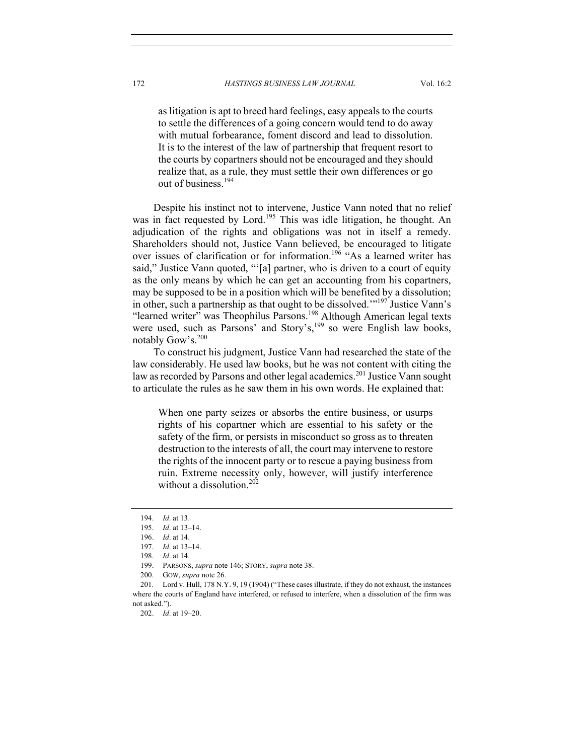> as litigation is apt to breed hard feelings, easy appeals to the courts to settle the differences of a going concern would tend to do away with mutual forbearance, foment discord and lead to dissolution. It is to the interest of the law of partnership that frequent resort to the courts by copartners should not be encouraged and they should realize that, as a rule, they must settle their own differences or go out of business.[194]

Despite his instinct not to intervene, Justice Vann noted that no relief was in fact requested by Lord.[195] This was idle litigation, he thought. An adjudication of the rights and obligations was not in itself a remedy. Shareholders should not, Justice Vann believed, be encouraged to litigate over issues of clarification or for information.[196] "As a learned writer has said," Justice Vann quoted, "'[a] partner, who is driven to a court of equity as the only means by which he can get an accounting from his copartners, may be supposed to be in a position which will be benefited by a dissolution; in other, such a partnership as that ought to be dissolved.'"[197] Justice Vann's "learned writer" was Theophilus Parsons.[198] Although American legal texts were used, such as Parsons' and Story's,[199] so were English law books, notably Gow's.[200]

To construct his judgment, Justice Vann had researched the state of the law considerably. He used law books, but he was not content with citing the law as recorded by Parsons and other legal academics.[201] Justice Vann sought to articulate the rules as he saw them in his own words. He explained that:

> When one party seizes or absorbs the entire business, or usurps rights of his copartner which are essential to his safety or the safety of the firm, or persists in misconduct so gross as to threaten destruction to the interests of all, the court may intervene to restore the rights of the innocent party or to rescue a paying business from ruin. Extreme necessity only, however, will justify interference without a dissolution.[202]

---

194. *Id*. at 13.
195. *Id*. at 13–14.
196. *Id*. at 14.
197. *Id*. at 13–14.
198. *Id*. at 14.
199. PARSONS, *supra* note 146; STORY, *supra* note 38.
200. GOW, *supra* note 26.
201. Lord v. Hull, 178 N.Y. 9, 19 (1904) ("These cases illustrate, if they do not exhaust, the instances where the courts of England have interfered, or refused to interfere, when a dissolution of the firm was not asked.").
202. *Id*. at 19–20.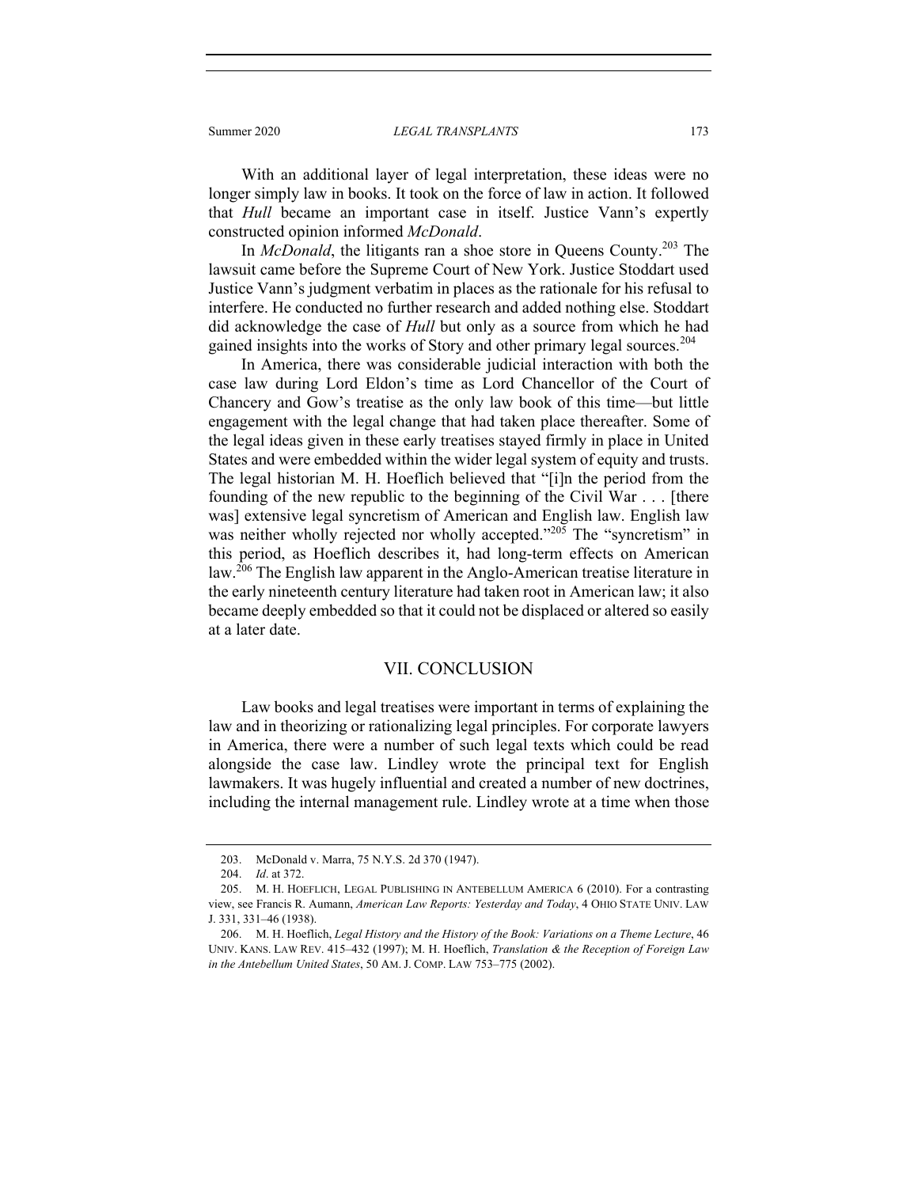With an additional layer of legal interpretation, these ideas were no longer simply law in books. It took on the force of law in action. It followed that *Hull* became an important case in itself. Justice Vann's expertly constructed opinion informed *McDonald*.

In *McDonald*, the litigants ran a shoe store in Queens County.[203] The lawsuit came before the Supreme Court of New York. Justice Stoddart used Justice Vann's judgment verbatim in places as the rationale for his refusal to interfere. He conducted no further research and added nothing else. Stoddart did acknowledge the case of *Hull* but only as a source from which he had gained insights into the works of Story and other primary legal sources.[204]

In America, there was considerable judicial interaction with both the case law during Lord Eldon's time as Lord Chancellor of the Court of Chancery and Gow's treatise as the only law book of this time—but little engagement with the legal change that had taken place thereafter. Some of the legal ideas given in these early treatises stayed firmly in place in United States and were embedded within the wider legal system of equity and trusts. The legal historian M. H. Hoeflich believed that "[i]n the period from the founding of the new republic to the beginning of the Civil War . . . [there was] extensive legal syncretism of American and English law. English law was neither wholly rejected nor wholly accepted."[205] The "syncretism" in this period, as Hoeflich describes it, had long-term effects on American law.[206] The English law apparent in the Anglo-American treatise literature in the early nineteenth century literature had taken root in American law; it also became deeply embedded so that it could not be displaced or altered so easily at a later date.

## VII. CONCLUSION

Law books and legal treatises were important in terms of explaining the law and in theorizing or rationalizing legal principles. For corporate lawyers in America, there were a number of such legal texts which could be read alongside the case law. Lindley wrote the principal text for English lawmakers. It was hugely influential and created a number of new doctrines, including the internal management rule. Lindley wrote at a time when those

---

203. McDonald v. Marra, 75 N.Y.S. 2d 370 (1947).

204. *Id*. at 372.

205. M. H. HOEFLICH, LEGAL PUBLISHING IN ANTEBELLUM AMERICA 6 (2010). For a contrasting view, see Francis R. Aumann, *American Law Reports: Yesterday and Today*, 4 OHIO STATE UNIV. LAW J. 331, 331–46 (1938).

206. M. H. Hoeflich, *Legal History and the History of the Book: Variations on a Theme Lecture*, 46 UNIV. KANS. LAW REV. 415–432 (1997); M. H. Hoeflich, *Translation & the Reception of Foreign Law in the Antebellum United States*, 50 AM. J. COMP. LAW 753–775 (2002).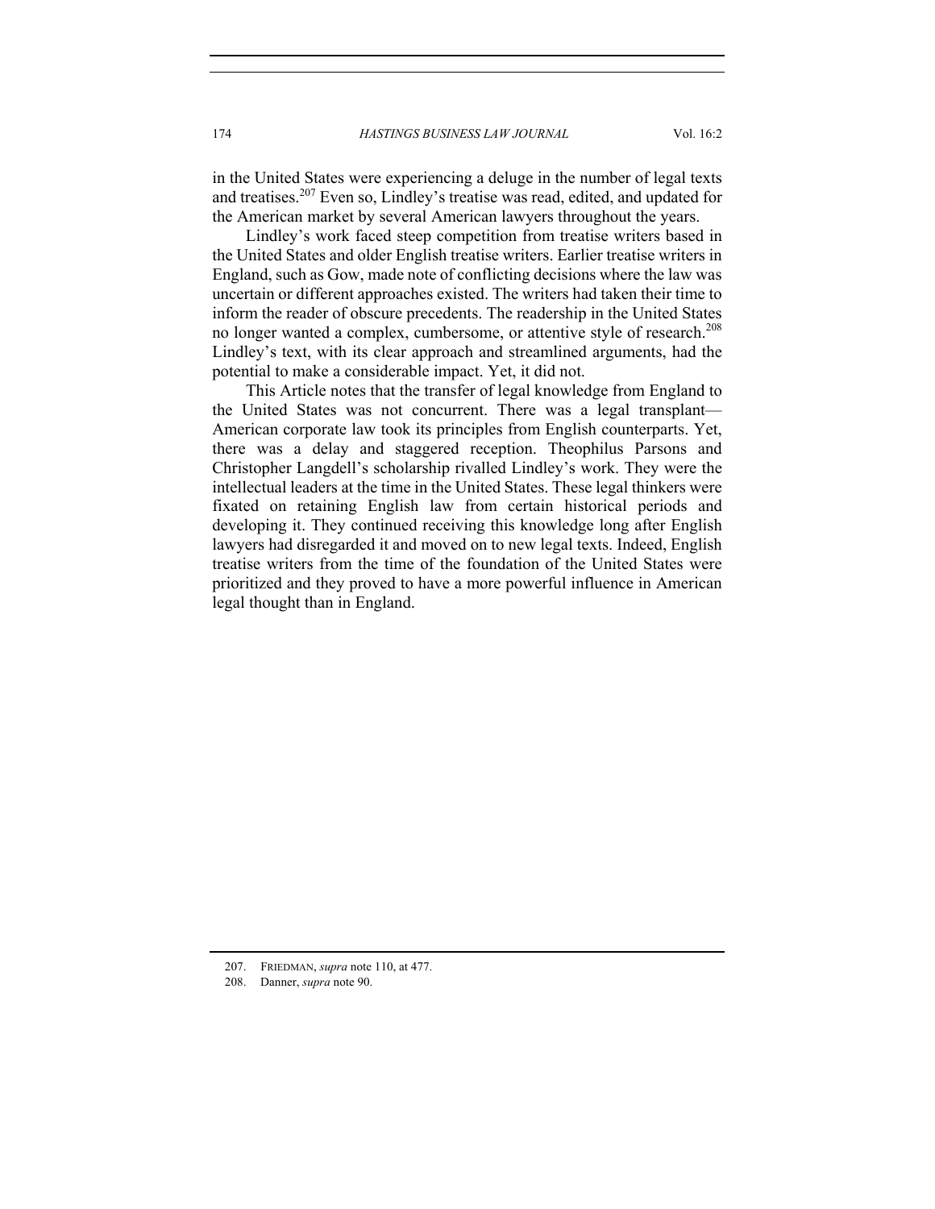in the United States were experiencing a deluge in the number of legal texts and treatises.[207] Even so, Lindley's treatise was read, edited, and updated for the American market by several American lawyers throughout the years.

Lindley's work faced steep competition from treatise writers based in the United States and older English treatise writers. Earlier treatise writers in England, such as Gow, made note of conflicting decisions where the law was uncertain or different approaches existed. The writers had taken their time to inform the reader of obscure precedents. The readership in the United States no longer wanted a complex, cumbersome, or attentive style of research.[208] Lindley's text, with its clear approach and streamlined arguments, had the potential to make a considerable impact. Yet, it did not.

This Article notes that the transfer of legal knowledge from England to the United States was not concurrent. There was a legal transplant—American corporate law took its principles from English counterparts. Yet, there was a delay and staggered reception. Theophilus Parsons and Christopher Langdell's scholarship rivalled Lindley's work. They were the intellectual leaders at the time in the United States. These legal thinkers were fixated on retaining English law from certain historical periods and developing it. They continued receiving this knowledge long after English lawyers had disregarded it and moved on to new legal texts. Indeed, English treatise writers from the time of the foundation of the United States were prioritized and they proved to have a more powerful influence in American legal thought than in England.

---

207. FRIEDMAN, *supra* note 110, at 477.

208. Danner, *supra* note 90.